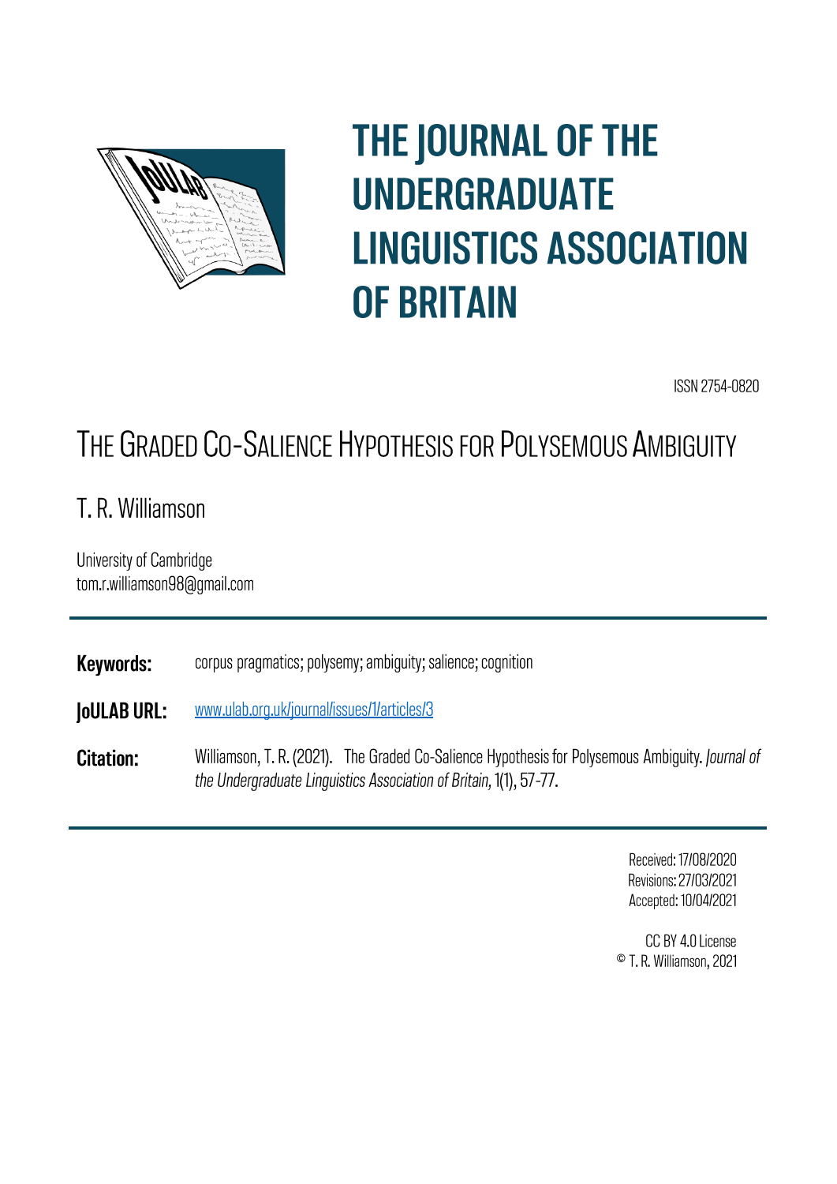# THE JOURNAL OF THE UNDERGRADUATE LINGUISTICS ASSOCIATION OF BRITAIN

ISSN 2754-0820

## The Graded Co-Salience Hypothesis for Polysemous Ambiguity

T. R. Williamson

University of Cambridge
tom.r.williamson98@gmail.com

---

**Keywords:** corpus pragmatics; polysemy; ambiguity; salience; cognition

**JoULAB URL:** www.ulab.org.uk/journal/issues/1/articles/3

**Citation:** Williamson, T. R. (2021). The Graded Co-Salience Hypothesis for Polysemous Ambiguity. *Journal of the Undergraduate Linguistics Association of Britain,* 1(1), 57-77.

---

Received: 17/08/2020
Revisions: 27/03/2021
Accepted: 10/04/2021

CC BY 4.0 License
© T. R. Williamson, 2021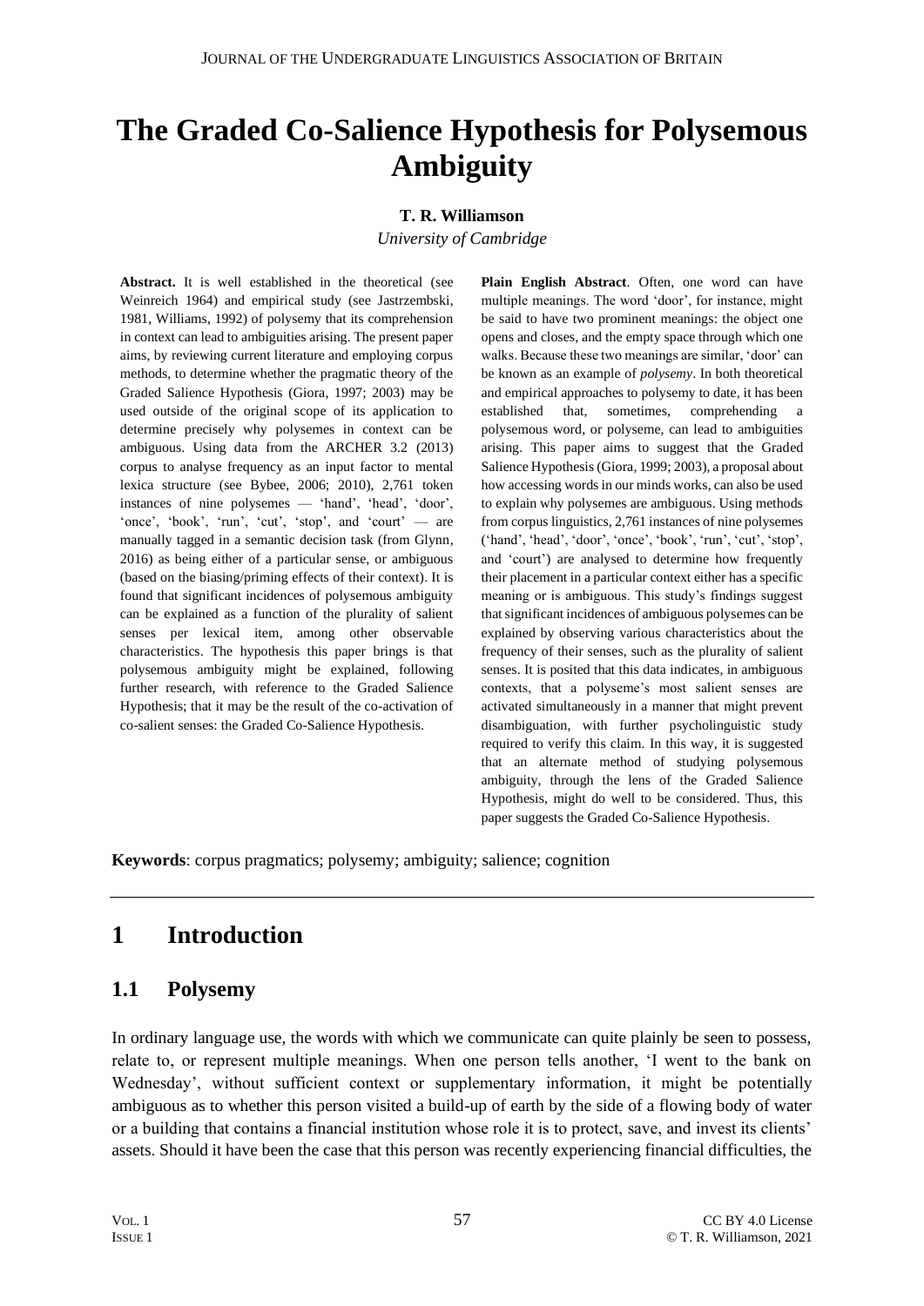# The Graded Co-Salience Hypothesis for Polysemous Ambiguity

**T. R. Williamson**

*University of Cambridge*

**Abstract.** It is well established in the theoretical (see Weinreich 1964) and empirical study (see Jastrzembski, 1981, Williams, 1992) of polysemy that its comprehension in context can lead to ambiguities arising. The present paper aims, by reviewing current literature and employing corpus methods, to determine whether the pragmatic theory of the Graded Salience Hypothesis (Giora, 1997; 2003) may be used outside of the original scope of its application to determine precisely why polysemes in context can be ambiguous. Using data from the ARCHER 3.2 (2013) corpus to analyse frequency as an input factor to mental lexica structure (see Bybee, 2006; 2010), 2,761 token instances of nine polysemes — 'hand', 'head', 'door', 'once', 'book', 'run', 'cut', 'stop', and 'court' — are manually tagged in a semantic decision task (from Glynn, 2016) as being either of a particular sense, or ambiguous (based on the biasing/priming effects of their context). It is found that significant incidences of polysemous ambiguity can be explained as a function of the plurality of salient senses per lexical item, among other observable characteristics. The hypothesis this paper brings is that polysemous ambiguity might be explained, following further research, with reference to the Graded Salience Hypothesis; that it may be the result of the co-activation of co-salient senses: the Graded Co-Salience Hypothesis.

**Plain English Abstract**. Often, one word can have multiple meanings. The word 'door', for instance, might be said to have two prominent meanings: the object one opens and closes, and the empty space through which one walks. Because these two meanings are similar, 'door' can be known as an example of *polysemy*. In both theoretical and empirical approaches to polysemy to date, it has been established that, sometimes, comprehending a polysemous word, or polyseme, can lead to ambiguities arising. This paper aims to suggest that the Graded Salience Hypothesis (Giora, 1999; 2003), a proposal about how accessing words in our minds works, can also be used to explain why polysemes are ambiguous. Using methods from corpus linguistics, 2,761 instances of nine polysemes ('hand', 'head', 'door', 'once', 'book', 'run', 'cut', 'stop', and 'court') are analysed to determine how frequently their placement in a particular context either has a specific meaning or is ambiguous. This study's findings suggest that significant incidences of ambiguous polysemes can be explained by observing various characteristics about the frequency of their senses, such as the plurality of salient senses. It is posited that this data indicates, in ambiguous contexts, that a polyseme's most salient senses are activated simultaneously in a manner that might prevent disambiguation, with further psycholinguistic study required to verify this claim. In this way, it is suggested that an alternate method of studying polysemous ambiguity, through the lens of the Graded Salience Hypothesis, might do well to be considered. Thus, this paper suggests the Graded Co-Salience Hypothesis.

**Keywords**: corpus pragmatics; polysemy; ambiguity; salience; cognition

---

## 1 Introduction

### 1.1 Polysemy

In ordinary language use, the words with which we communicate can quite plainly be seen to possess, relate to, or represent multiple meanings. When one person tells another, 'I went to the bank on Wednesday', without sufficient context or supplementary information, it might be potentially ambiguous as to whether this person visited a build-up of earth by the side of a flowing body of water or a building that contains a financial institution whose role it is to protect, save, and invest its clients' assets. Should it have been the case that this person was recently experiencing financial difficulties, the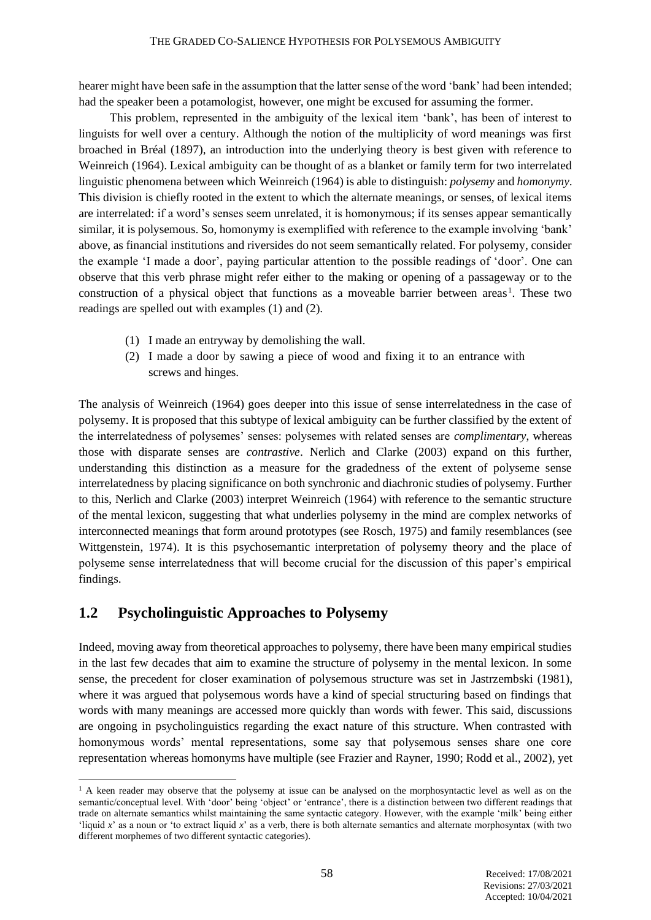hearer might have been safe in the assumption that the latter sense of the word 'bank' had been intended; had the speaker been a potamologist, however, one might be excused for assuming the former.

This problem, represented in the ambiguity of the lexical item 'bank', has been of interest to linguists for well over a century. Although the notion of the multiplicity of word meanings was first broached in Bréal (1897), an introduction into the underlying theory is best given with reference to Weinreich (1964). Lexical ambiguity can be thought of as a blanket or family term for two interrelated linguistic phenomena between which Weinreich (1964) is able to distinguish: *polysemy* and *homonymy*. This division is chiefly rooted in the extent to which the alternate meanings, or senses, of lexical items are interrelated: if a word's senses seem unrelated, it is homonymous; if its senses appear semantically similar, it is polysemous. So, homonymy is exemplified with reference to the example involving 'bank' above, as financial institutions and riversides do not seem semantically related. For polysemy, consider the example 'I made a door', paying particular attention to the possible readings of 'door'. One can observe that this verb phrase might refer either to the making or opening of a passageway or to the construction of a physical object that functions as a moveable barrier between areas[1]. These two readings are spelled out with examples (1) and (2).

(1) I made an entryway by demolishing the wall.
(2) I made a door by sawing a piece of wood and fixing it to an entrance with screws and hinges.

The analysis of Weinreich (1964) goes deeper into this issue of sense interrelatedness in the case of polysemy. It is proposed that this subtype of lexical ambiguity can be further classified by the extent of the interrelatedness of polysemes' senses: polysemes with related senses are *complimentary*, whereas those with disparate senses are *contrastive*. Nerlich and Clarke (2003) expand on this further, understanding this distinction as a measure for the gradedness of the extent of polyseme sense interrelatedness by placing significance on both synchronic and diachronic studies of polysemy. Further to this, Nerlich and Clarke (2003) interpret Weinreich (1964) with reference to the semantic structure of the mental lexicon, suggesting that what underlies polysemy in the mind are complex networks of interconnected meanings that form around prototypes (see Rosch, 1975) and family resemblances (see Wittgenstein, 1974). It is this psychosemantic interpretation of polysemy theory and the place of polyseme sense interrelatedness that will become crucial for the discussion of this paper's empirical findings.

## 1.2 Psycholinguistic Approaches to Polysemy

Indeed, moving away from theoretical approaches to polysemy, there have been many empirical studies in the last few decades that aim to examine the structure of polysemy in the mental lexicon. In some sense, the precedent for closer examination of polysemous structure was set in Jastrzembski (1981), where it was argued that polysemous words have a kind of special structuring based on findings that words with many meanings are accessed more quickly than words with fewer. This said, discussions are ongoing in psycholinguistics regarding the exact nature of this structure. When contrasted with homonymous words' mental representations, some say that polysemous senses share one core representation whereas homonyms have multiple (see Frazier and Rayner, 1990; Rodd et al., 2002), yet

[1] A keen reader may observe that the polysemy at issue can be analysed on the morphosyntactic level as well as on the semantic/conceptual level. With 'door' being 'object' or 'entrance', there is a distinction between two different readings that trade on alternate semantics whilst maintaining the same syntactic category. However, with the example 'milk' being either 'liquid *x*' as a noun or 'to extract liquid *x*' as a verb, there is both alternate semantics and alternate morphosyntax (with two different morphemes of two different syntactic categories).

Received: 17/08/2021
Revisions: 27/03/2021
Accepted: 10/04/2021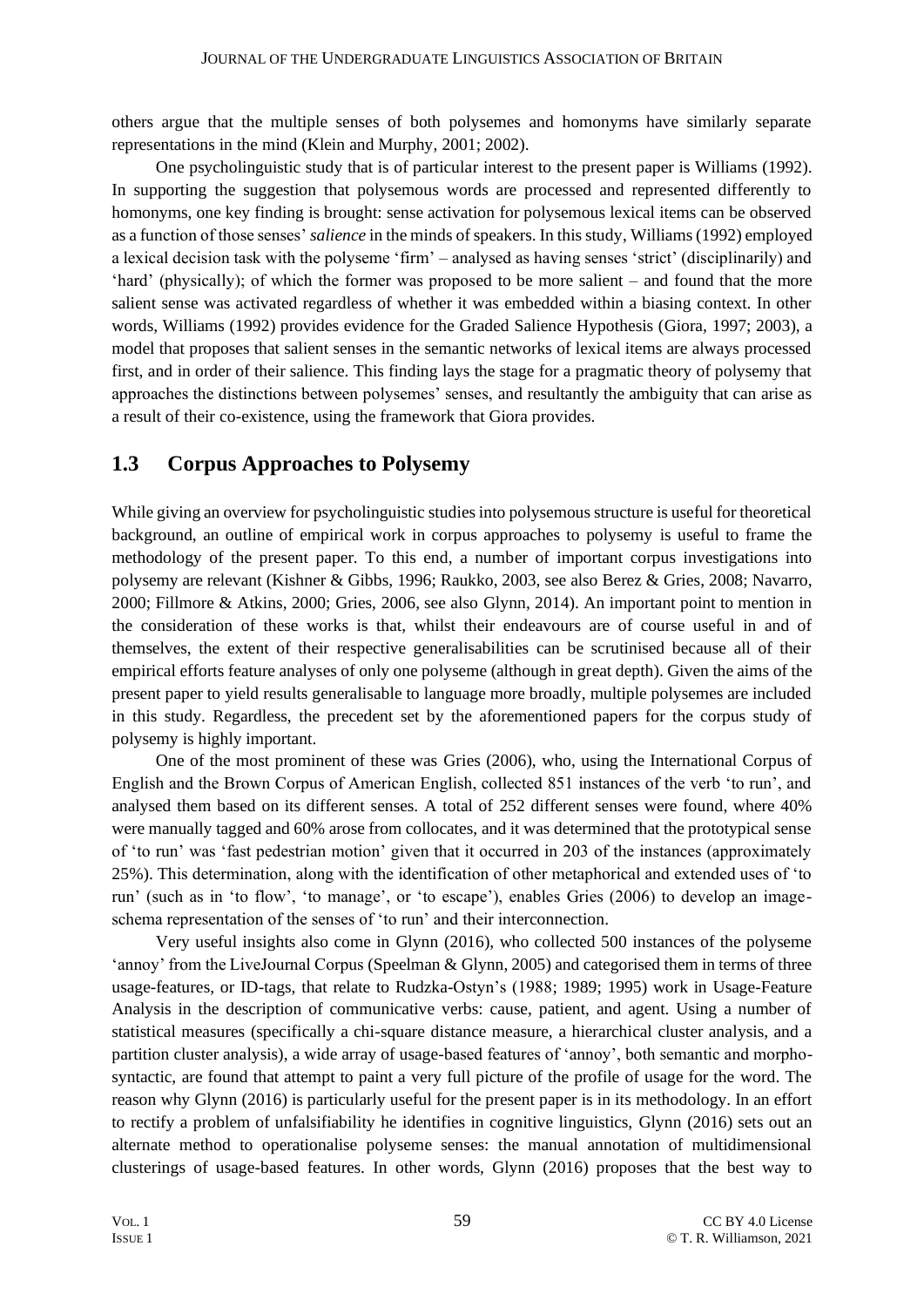others argue that the multiple senses of both polysemes and homonyms have similarly separate representations in the mind (Klein and Murphy, 2001; 2002).

One psycholinguistic study that is of particular interest to the present paper is Williams (1992). In supporting the suggestion that polysemous words are processed and represented differently to homonyms, one key finding is brought: sense activation for polysemous lexical items can be observed as a function of those senses' *salience* in the minds of speakers. In this study, Williams (1992) employed a lexical decision task with the polyseme 'firm' – analysed as having senses 'strict' (disciplinarily) and 'hard' (physically); of which the former was proposed to be more salient – and found that the more salient sense was activated regardless of whether it was embedded within a biasing context. In other words, Williams (1992) provides evidence for the Graded Salience Hypothesis (Giora, 1997; 2003), a model that proposes that salient senses in the semantic networks of lexical items are always processed first, and in order of their salience. This finding lays the stage for a pragmatic theory of polysemy that approaches the distinctions between polysemes' senses, and resultantly the ambiguity that can arise as a result of their co-existence, using the framework that Giora provides.

## 1.3 Corpus Approaches to Polysemy

While giving an overview for psycholinguistic studies into polysemous structure is useful for theoretical background, an outline of empirical work in corpus approaches to polysemy is useful to frame the methodology of the present paper. To this end, a number of important corpus investigations into polysemy are relevant (Kishner & Gibbs, 1996; Raukko, 2003, see also Berez & Gries, 2008; Navarro, 2000; Fillmore & Atkins, 2000; Gries, 2006, see also Glynn, 2014). An important point to mention in the consideration of these works is that, whilst their endeavours are of course useful in and of themselves, the extent of their respective generalisabilities can be scrutinised because all of their empirical efforts feature analyses of only one polyseme (although in great depth). Given the aims of the present paper to yield results generalisable to language more broadly, multiple polysemes are included in this study. Regardless, the precedent set by the aforementioned papers for the corpus study of polysemy is highly important.

One of the most prominent of these was Gries (2006), who, using the International Corpus of English and the Brown Corpus of American English, collected 851 instances of the verb 'to run', and analysed them based on its different senses. A total of 252 different senses were found, where 40% were manually tagged and 60% arose from collocates, and it was determined that the prototypical sense of 'to run' was 'fast pedestrian motion' given that it occurred in 203 of the instances (approximately 25%). This determination, along with the identification of other metaphorical and extended uses of 'to run' (such as in 'to flow', 'to manage', or 'to escape'), enables Gries (2006) to develop an image-schema representation of the senses of 'to run' and their interconnection.

Very useful insights also come in Glynn (2016), who collected 500 instances of the polyseme 'annoy' from the LiveJournal Corpus (Speelman & Glynn, 2005) and categorised them in terms of three usage-features, or ID-tags, that relate to Rudzka-Ostyn's (1988; 1989; 1995) work in Usage-Feature Analysis in the description of communicative verbs: cause, patient, and agent. Using a number of statistical measures (specifically a chi-square distance measure, a hierarchical cluster analysis, and a partition cluster analysis), a wide array of usage-based features of 'annoy', both semantic and morpho-syntactic, are found that attempt to paint a very full picture of the profile of usage for the word. The reason why Glynn (2016) is particularly useful for the present paper is in its methodology. In an effort to rectify a problem of unfalsifiability he identifies in cognitive linguistics, Glynn (2016) sets out an alternate method to operationalise polyseme senses: the manual annotation of multidimensional clusterings of usage-based features. In other words, Glynn (2016) proposes that the best way to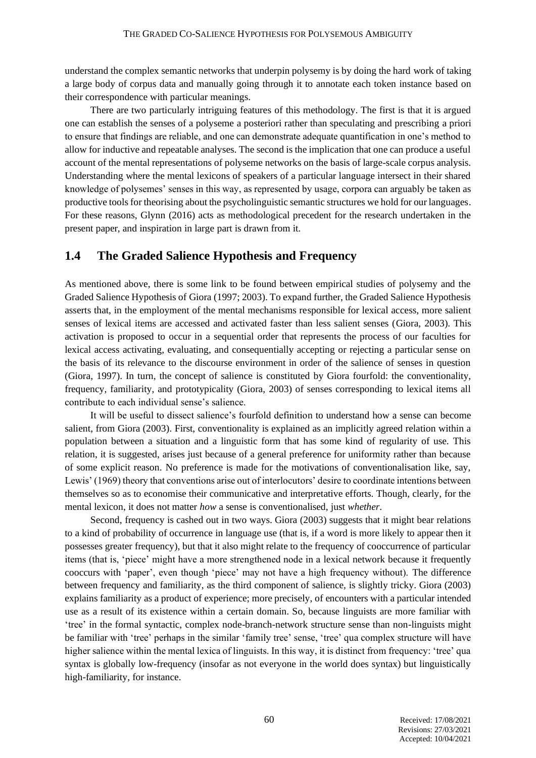understand the complex semantic networks that underpin polysemy is by doing the hard work of taking a large body of corpus data and manually going through it to annotate each token instance based on their correspondence with particular meanings.

There are two particularly intriguing features of this methodology. The first is that it is argued one can establish the senses of a polyseme a posteriori rather than speculating and prescribing a priori to ensure that findings are reliable, and one can demonstrate adequate quantification in one's method to allow for inductive and repeatable analyses. The second is the implication that one can produce a useful account of the mental representations of polyseme networks on the basis of large-scale corpus analysis. Understanding where the mental lexicons of speakers of a particular language intersect in their shared knowledge of polysemes' senses in this way, as represented by usage, corpora can arguably be taken as productive tools for theorising about the psycholinguistic semantic structures we hold for our languages. For these reasons, Glynn (2016) acts as methodological precedent for the research undertaken in the present paper, and inspiration in large part is drawn from it.

## 1.4 The Graded Salience Hypothesis and Frequency

As mentioned above, there is some link to be found between empirical studies of polysemy and the Graded Salience Hypothesis of Giora (1997; 2003). To expand further, the Graded Salience Hypothesis asserts that, in the employment of the mental mechanisms responsible for lexical access, more salient senses of lexical items are accessed and activated faster than less salient senses (Giora, 2003). This activation is proposed to occur in a sequential order that represents the process of our faculties for lexical access activating, evaluating, and consequentially accepting or rejecting a particular sense on the basis of its relevance to the discourse environment in order of the salience of senses in question (Giora, 1997). In turn, the concept of salience is constituted by Giora fourfold: the conventionality, frequency, familiarity, and prototypicality (Giora, 2003) of senses corresponding to lexical items all contribute to each individual sense's salience.

It will be useful to dissect salience's fourfold definition to understand how a sense can become salient, from Giora (2003). First, conventionality is explained as an implicitly agreed relation within a population between a situation and a linguistic form that has some kind of regularity of use. This relation, it is suggested, arises just because of a general preference for uniformity rather than because of some explicit reason. No preference is made for the motivations of conventionalisation like, say, Lewis' (1969) theory that conventions arise out of interlocutors' desire to coordinate intentions between themselves so as to economise their communicative and interpretative efforts. Though, clearly, for the mental lexicon, it does not matter *how* a sense is conventionalised, just *whether*.

Second, frequency is cashed out in two ways. Giora (2003) suggests that it might bear relations to a kind of probability of occurrence in language use (that is, if a word is more likely to appear then it possesses greater frequency), but that it also might relate to the frequency of cooccurrence of particular items (that is, 'piece' might have a more strengthened node in a lexical network because it frequently cooccurs with 'paper', even though 'piece' may not have a high frequency without). The difference between frequency and familiarity, as the third component of salience, is slightly tricky. Giora (2003) explains familiarity as a product of experience; more precisely, of encounters with a particular intended use as a result of its existence within a certain domain. So, because linguists are more familiar with 'tree' in the formal syntactic, complex node-branch-network structure sense than non-linguists might be familiar with 'tree' perhaps in the similar 'family tree' sense, 'tree' qua complex structure will have higher salience within the mental lexica of linguists. In this way, it is distinct from frequency: 'tree' qua syntax is globally low-frequency (insofar as not everyone in the world does syntax) but linguistically high-familiarity, for instance.

Received: 17/08/2021
Revisions: 27/03/2021
Accepted: 10/04/2021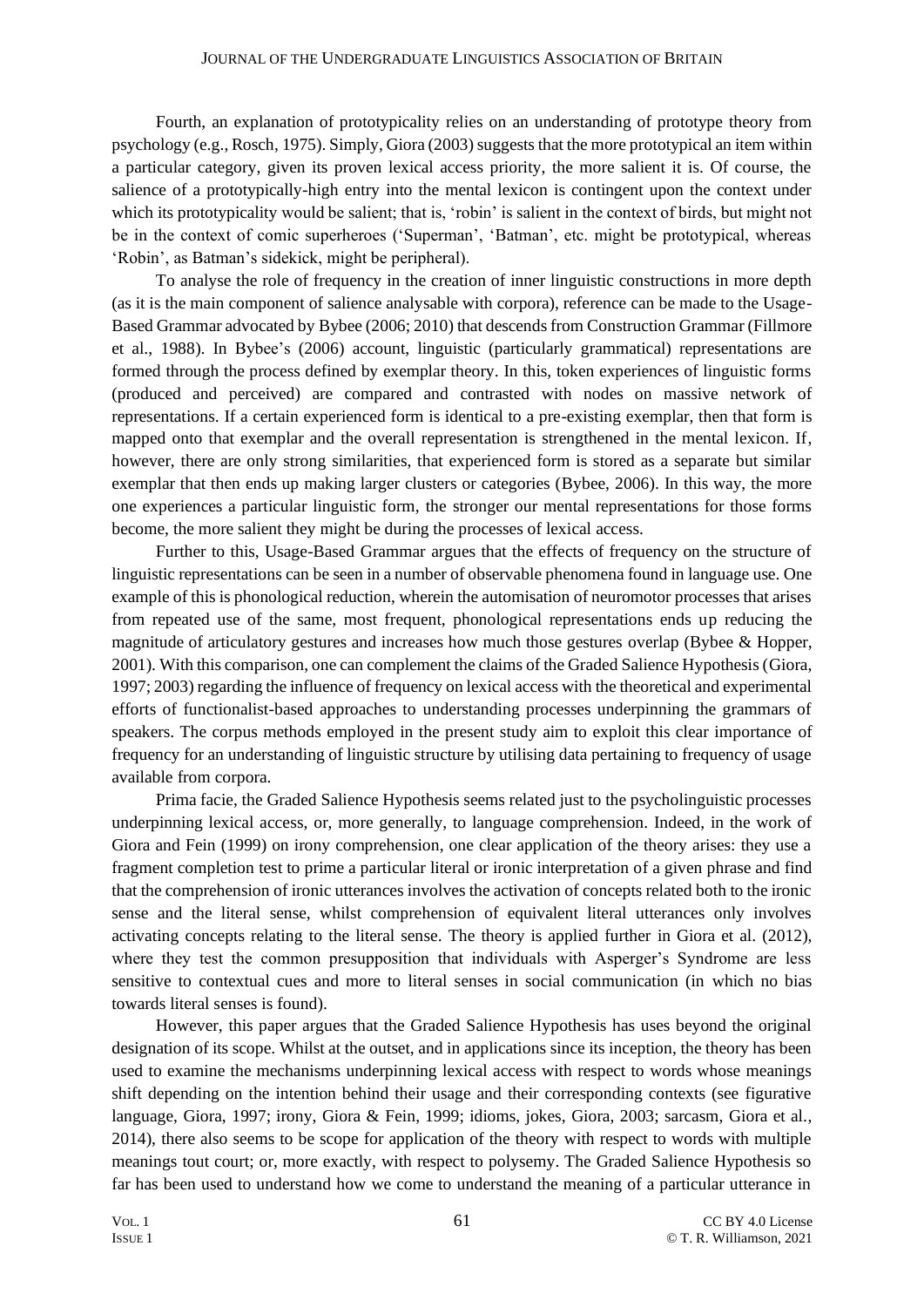Fourth, an explanation of prototypicality relies on an understanding of prototype theory from psychology (e.g., Rosch, 1975). Simply, Giora (2003) suggests that the more prototypical an item within a particular category, given its proven lexical access priority, the more salient it is. Of course, the salience of a prototypically-high entry into the mental lexicon is contingent upon the context under which its prototypicality would be salient; that is, 'robin' is salient in the context of birds, but might not be in the context of comic superheroes ('Superman', 'Batman', etc. might be prototypical, whereas 'Robin', as Batman's sidekick, might be peripheral).

To analyse the role of frequency in the creation of inner linguistic constructions in more depth (as it is the main component of salience analysable with corpora), reference can be made to the Usage-Based Grammar advocated by Bybee (2006; 2010) that descends from Construction Grammar (Fillmore et al., 1988). In Bybee's (2006) account, linguistic (particularly grammatical) representations are formed through the process defined by exemplar theory. In this, token experiences of linguistic forms (produced and perceived) are compared and contrasted with nodes on massive network of representations. If a certain experienced form is identical to a pre-existing exemplar, then that form is mapped onto that exemplar and the overall representation is strengthened in the mental lexicon. If, however, there are only strong similarities, that experienced form is stored as a separate but similar exemplar that then ends up making larger clusters or categories (Bybee, 2006). In this way, the more one experiences a particular linguistic form, the stronger our mental representations for those forms become, the more salient they might be during the processes of lexical access.

Further to this, Usage-Based Grammar argues that the effects of frequency on the structure of linguistic representations can be seen in a number of observable phenomena found in language use. One example of this is phonological reduction, wherein the automisation of neuromotor processes that arises from repeated use of the same, most frequent, phonological representations ends up reducing the magnitude of articulatory gestures and increases how much those gestures overlap (Bybee & Hopper, 2001). With this comparison, one can complement the claims of the Graded Salience Hypothesis (Giora, 1997; 2003) regarding the influence of frequency on lexical access with the theoretical and experimental efforts of functionalist-based approaches to understanding processes underpinning the grammars of speakers. The corpus methods employed in the present study aim to exploit this clear importance of frequency for an understanding of linguistic structure by utilising data pertaining to frequency of usage available from corpora.

Prima facie, the Graded Salience Hypothesis seems related just to the psycholinguistic processes underpinning lexical access, or, more generally, to language comprehension. Indeed, in the work of Giora and Fein (1999) on irony comprehension, one clear application of the theory arises: they use a fragment completion test to prime a particular literal or ironic interpretation of a given phrase and find that the comprehension of ironic utterances involves the activation of concepts related both to the ironic sense and the literal sense, whilst comprehension of equivalent literal utterances only involves activating concepts relating to the literal sense. The theory is applied further in Giora et al. (2012), where they test the common presupposition that individuals with Asperger's Syndrome are less sensitive to contextual cues and more to literal senses in social communication (in which no bias towards literal senses is found).

However, this paper argues that the Graded Salience Hypothesis has uses beyond the original designation of its scope. Whilst at the outset, and in applications since its inception, the theory has been used to examine the mechanisms underpinning lexical access with respect to words whose meanings shift depending on the intention behind their usage and their corresponding contexts (see figurative language, Giora, 1997; irony, Giora & Fein, 1999; idioms, jokes, Giora, 2003; sarcasm, Giora et al., 2014), there also seems to be scope for application of the theory with respect to words with multiple meanings tout court; or, more exactly, with respect to polysemy. The Graded Salience Hypothesis so far has been used to understand how we come to understand the meaning of a particular utterance in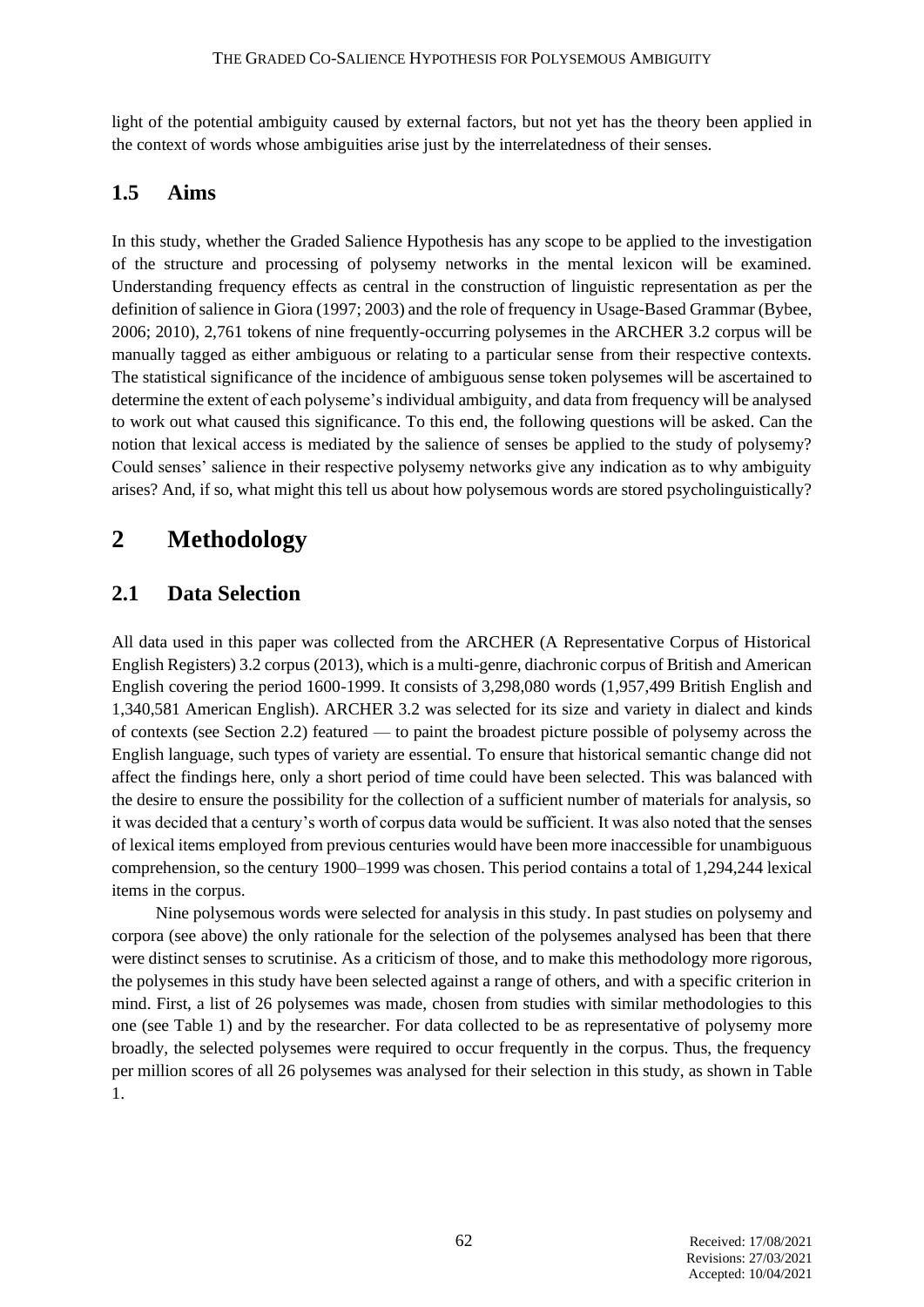light of the potential ambiguity caused by external factors, but not yet has the theory been applied in the context of words whose ambiguities arise just by the interrelatedness of their senses.

## 1.5 Aims

In this study, whether the Graded Salience Hypothesis has any scope to be applied to the investigation of the structure and processing of polysemy networks in the mental lexicon will be examined. Understanding frequency effects as central in the construction of linguistic representation as per the definition of salience in Giora (1997; 2003) and the role of frequency in Usage-Based Grammar (Bybee, 2006; 2010), 2,761 tokens of nine frequently-occurring polysemes in the ARCHER 3.2 corpus will be manually tagged as either ambiguous or relating to a particular sense from their respective contexts. The statistical significance of the incidence of ambiguous sense token polysemes will be ascertained to determine the extent of each polyseme's individual ambiguity, and data from frequency will be analysed to work out what caused this significance. To this end, the following questions will be asked. Can the notion that lexical access is mediated by the salience of senses be applied to the study of polysemy? Could senses' salience in their respective polysemy networks give any indication as to why ambiguity arises? And, if so, what might this tell us about how polysemous words are stored psycholinguistically?

# 2 Methodology

## 2.1 Data Selection

All data used in this paper was collected from the ARCHER (A Representative Corpus of Historical English Registers) 3.2 corpus (2013), which is a multi-genre, diachronic corpus of British and American English covering the period 1600-1999. It consists of 3,298,080 words (1,957,499 British English and 1,340,581 American English). ARCHER 3.2 was selected for its size and variety in dialect and kinds of contexts (see Section 2.2) featured — to paint the broadest picture possible of polysemy across the English language, such types of variety are essential. To ensure that historical semantic change did not affect the findings here, only a short period of time could have been selected. This was balanced with the desire to ensure the possibility for the collection of a sufficient number of materials for analysis, so it was decided that a century's worth of corpus data would be sufficient. It was also noted that the senses of lexical items employed from previous centuries would have been more inaccessible for unambiguous comprehension, so the century 1900–1999 was chosen. This period contains a total of 1,294,244 lexical items in the corpus.

Nine polysemous words were selected for analysis in this study. In past studies on polysemy and corpora (see above) the only rationale for the selection of the polysemes analysed has been that there were distinct senses to scrutinise. As a criticism of those, and to make this methodology more rigorous, the polysemes in this study have been selected against a range of others, and with a specific criterion in mind. First, a list of 26 polysemes was made, chosen from studies with similar methodologies to this one (see Table 1) and by the researcher. For data collected to be as representative of polysemy more broadly, the selected polysemes were required to occur frequently in the corpus. Thus, the frequency per million scores of all 26 polysemes was analysed for their selection in this study, as shown in Table 1.

Received: 17/08/2021
Revisions: 27/03/2021
Accepted: 10/04/2021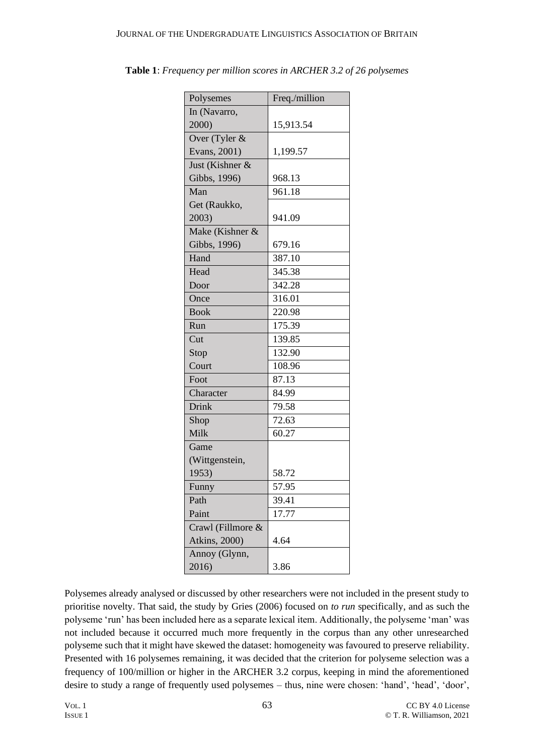**Table 1**: *Frequency per million scores in ARCHER 3.2 of 26 polysemes*

| Polysemes | Freq./million |
|---|---|
| In (Navarro, 2000) | 15,913.54 |
| Over (Tyler & Evans, 2001) | 1,199.57 |
| Just (Kishner & Gibbs, 1996) | 968.13 |
| Man | 961.18 |
| Get (Raukko, 2003) | 941.09 |
| Make (Kishner & Gibbs, 1996) | 679.16 |
| Hand | 387.10 |
| Head | 345.38 |
| Door | 342.28 |
| Once | 316.01 |
| Book | 220.98 |
| Run | 175.39 |
| Cut | 139.85 |
| Stop | 132.90 |
| Court | 108.96 |
| Foot | 87.13 |
| Character | 84.99 |
| Drink | 79.58 |
| Shop | 72.63 |
| Milk | 60.27 |
| Game (Wittgenstein, 1953) | 58.72 |
| Funny | 57.95 |
| Path | 39.41 |
| Paint | 17.77 |
| Crawl (Fillmore & Atkins, 2000) | 4.64 |
| Annoy (Glynn, 2016) | 3.86 |

Polysemes already analysed or discussed by other researchers were not included in the present study to prioritise novelty. That said, the study by Gries (2006) focused on *to run* specifically, and as such the polyseme 'run' has been included here as a separate lexical item. Additionally, the polyseme 'man' was not included because it occurred much more frequently in the corpus than any other unresearched polyseme such that it might have skewed the dataset: homogeneity was favoured to preserve reliability. Presented with 16 polysemes remaining, it was decided that the criterion for polyseme selection was a frequency of 100/million or higher in the ARCHER 3.2 corpus, keeping in mind the aforementioned desire to study a range of frequently used polysemes – thus, nine were chosen: 'hand', 'head', 'door',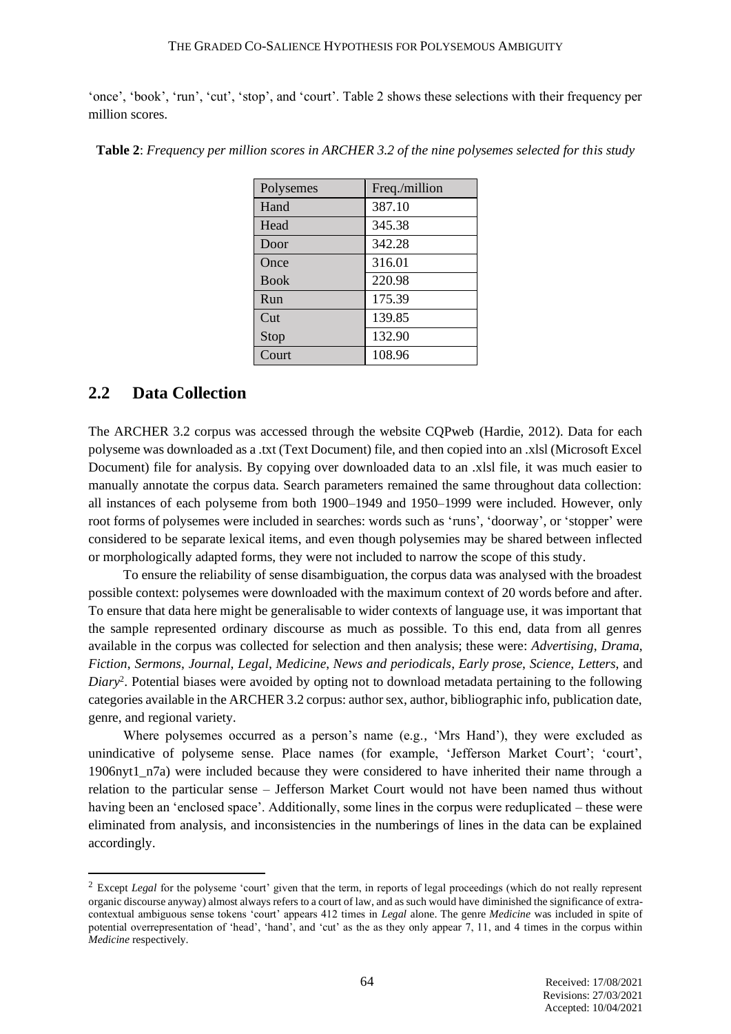'once', 'book', 'run', 'cut', 'stop', and 'court'. Table 2 shows these selections with their frequency per million scores.

**Table 2**: *Frequency per million scores in ARCHER 3.2 of the nine polysemes selected for this study*

| Polysemes | Freq./million |
|---|---|
| Hand | 387.10 |
| Head | 345.38 |
| Door | 342.28 |
| Once | 316.01 |
| Book | 220.98 |
| Run | 175.39 |
| Cut | 139.85 |
| Stop | 132.90 |
| Court | 108.96 |

## 2.2 Data Collection

The ARCHER 3.2 corpus was accessed through the website CQPweb (Hardie, 2012). Data for each polyseme was downloaded as a .txt (Text Document) file, and then copied into an .xlsl (Microsoft Excel Document) file for analysis. By copying over downloaded data to an .xlsl file, it was much easier to manually annotate the corpus data. Search parameters remained the same throughout data collection: all instances of each polyseme from both 1900–1949 and 1950–1999 were included. However, only root forms of polysemes were included in searches: words such as 'runs', 'doorway', or 'stopper' were considered to be separate lexical items, and even though polysemies may be shared between inflected or morphologically adapted forms, they were not included to narrow the scope of this study.

To ensure the reliability of sense disambiguation, the corpus data was analysed with the broadest possible context: polysemes were downloaded with the maximum context of 20 words before and after. To ensure that data here might be generalisable to wider contexts of language use, it was important that the sample represented ordinary discourse as much as possible. To this end, data from all genres available in the corpus was collected for selection and then analysis; these were: *Advertising*, *Drama*, *Fiction*, *Sermons*, *Journal*, *Legal*, *Medicine*, *News and periodicals*, *Early prose*, *Science*, *Letters*, and *Diary*[2]. Potential biases were avoided by opting not to download metadata pertaining to the following categories available in the ARCHER 3.2 corpus: author sex, author, bibliographic info, publication date, genre, and regional variety.

Where polysemes occurred as a person's name (e.g., 'Mrs Hand'), they were excluded as unindicative of polyseme sense. Place names (for example, 'Jefferson Market Court'; 'court', 1906nyt1_n7a) were included because they were considered to have inherited their name through a relation to the particular sense – Jefferson Market Court would not have been named thus without having been an 'enclosed space'. Additionally, some lines in the corpus were reduplicated – these were eliminated from analysis, and inconsistencies in the numberings of lines in the data can be explained accordingly.

[2] Except *Legal* for the polyseme 'court' given that the term, in reports of legal proceedings (which do not really represent organic discourse anyway) almost always refers to a court of law, and as such would have diminished the significance of extra-contextual ambiguous sense tokens 'court' appears 412 times in *Legal* alone. The genre *Medicine* was included in spite of potential overrepresentation of 'head', 'hand', and 'cut' as the as they only appear 7, 11, and 4 times in the corpus within *Medicine* respectively.

Received: 17/08/2021
Revisions: 27/03/2021
Accepted: 10/04/2021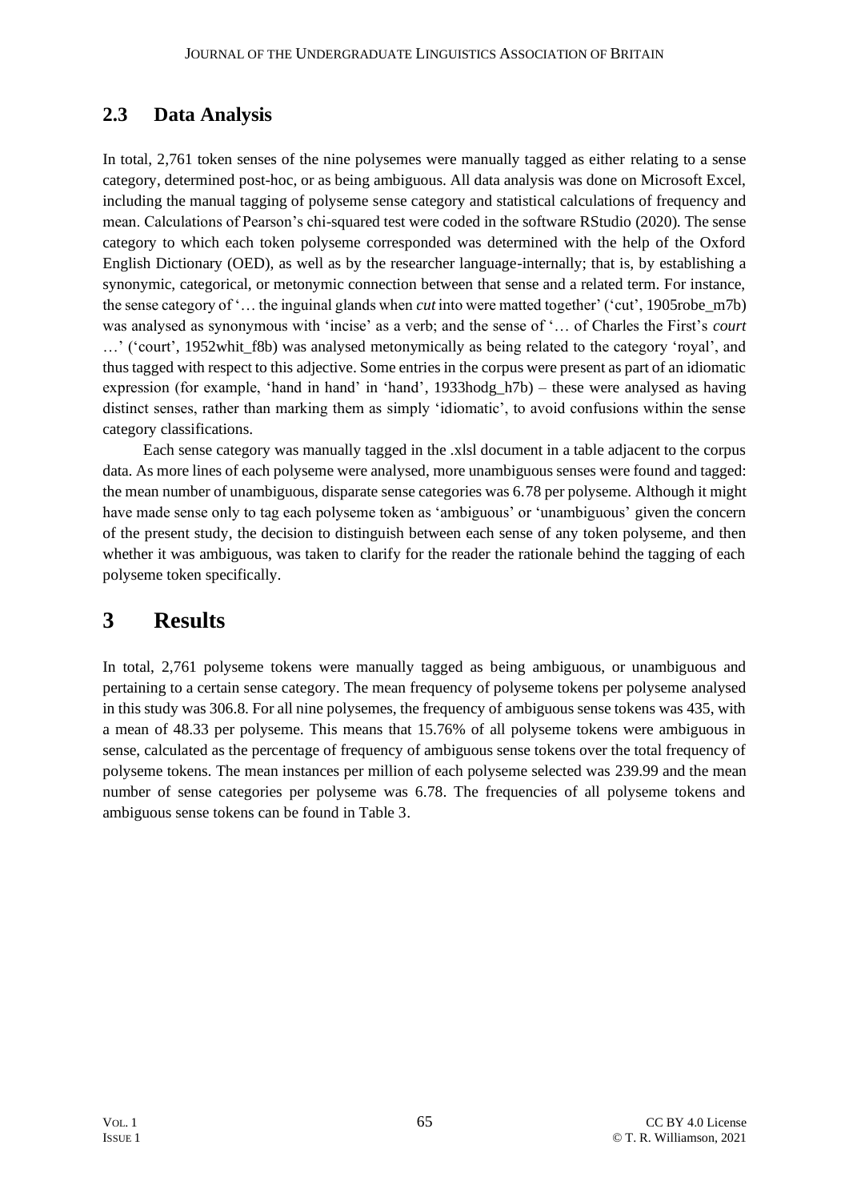## 2.3 Data Analysis

In total, 2,761 token senses of the nine polysemes were manually tagged as either relating to a sense category, determined post-hoc, or as being ambiguous. All data analysis was done on Microsoft Excel, including the manual tagging of polyseme sense category and statistical calculations of frequency and mean. Calculations of Pearson's chi-squared test were coded in the software RStudio (2020). The sense category to which each token polyseme corresponded was determined with the help of the Oxford English Dictionary (OED), as well as by the researcher language-internally; that is, by establishing a synonymic, categorical, or metonymic connection between that sense and a related term. For instance, the sense category of '… the inguinal glands when *cut* into were matted together' ('cut', 1905robe_m7b) was analysed as synonymous with 'incise' as a verb; and the sense of '… of Charles the First's *court* …' ('court', 1952whit_f8b) was analysed metonymically as being related to the category 'royal', and thus tagged with respect to this adjective. Some entries in the corpus were present as part of an idiomatic expression (for example, 'hand in hand' in 'hand', 1933hodg_h7b) – these were analysed as having distinct senses, rather than marking them as simply 'idiomatic', to avoid confusions within the sense category classifications.

Each sense category was manually tagged in the .xlsl document in a table adjacent to the corpus data. As more lines of each polyseme were analysed, more unambiguous senses were found and tagged: the mean number of unambiguous, disparate sense categories was 6.78 per polyseme. Although it might have made sense only to tag each polyseme token as 'ambiguous' or 'unambiguous' given the concern of the present study, the decision to distinguish between each sense of any token polyseme, and then whether it was ambiguous, was taken to clarify for the reader the rationale behind the tagging of each polyseme token specifically.

# 3 Results

In total, 2,761 polyseme tokens were manually tagged as being ambiguous, or unambiguous and pertaining to a certain sense category. The mean frequency of polyseme tokens per polyseme analysed in this study was 306.8. For all nine polysemes, the frequency of ambiguous sense tokens was 435, with a mean of 48.33 per polyseme. This means that 15.76% of all polyseme tokens were ambiguous in sense, calculated as the percentage of frequency of ambiguous sense tokens over the total frequency of polyseme tokens. The mean instances per million of each polyseme selected was 239.99 and the mean number of sense categories per polyseme was 6.78. The frequencies of all polyseme tokens and ambiguous sense tokens can be found in Table 3.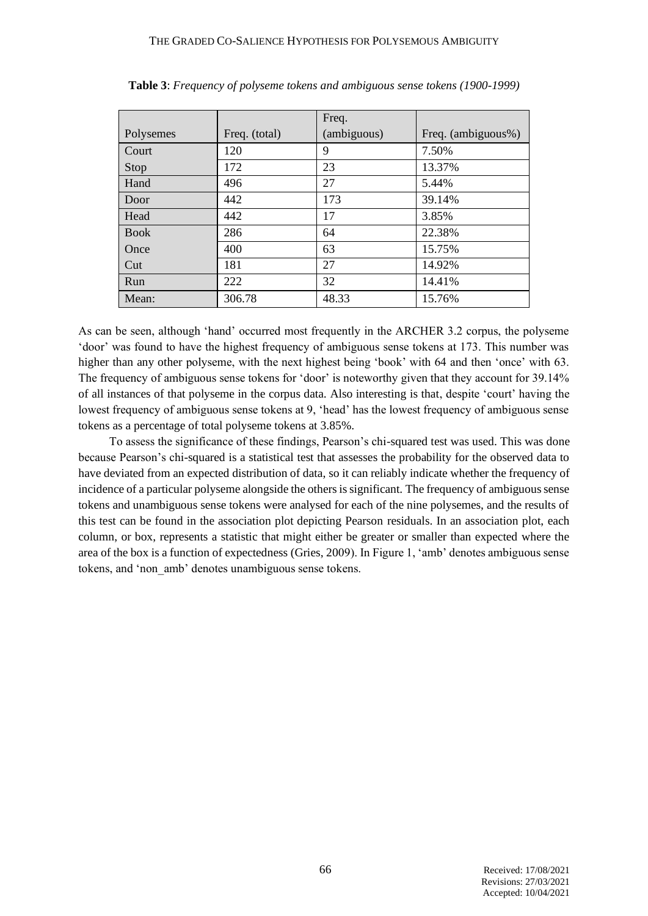**Table 3**: *Frequency of polyseme tokens and ambiguous sense tokens (1900-1999)*

| Polysemes | Freq. (total) | Freq. (ambiguous) | Freq. (ambiguous%) |
|---|---|---|---|
| Court | 120 | 9 | 7.50% |
| Stop | 172 | 23 | 13.37% |
| Hand | 496 | 27 | 5.44% |
| Door | 442 | 173 | 39.14% |
| Head | 442 | 17 | 3.85% |
| Book | 286 | 64 | 22.38% |
| Once | 400 | 63 | 15.75% |
| Cut | 181 | 27 | 14.92% |
| Run | 222 | 32 | 14.41% |
| Mean: | 306.78 | 48.33 | 15.76% |

As can be seen, although 'hand' occurred most frequently in the ARCHER 3.2 corpus, the polyseme 'door' was found to have the highest frequency of ambiguous sense tokens at 173. This number was higher than any other polyseme, with the next highest being 'book' with 64 and then 'once' with 63. The frequency of ambiguous sense tokens for 'door' is noteworthy given that they account for 39.14% of all instances of that polyseme in the corpus data. Also interesting is that, despite 'court' having the lowest frequency of ambiguous sense tokens at 9, 'head' has the lowest frequency of ambiguous sense tokens as a percentage of total polyseme tokens at 3.85%.

To assess the significance of these findings, Pearson's chi-squared test was used. This was done because Pearson's chi-squared is a statistical test that assesses the probability for the observed data to have deviated from an expected distribution of data, so it can reliably indicate whether the frequency of incidence of a particular polyseme alongside the others is significant. The frequency of ambiguous sense tokens and unambiguous sense tokens were analysed for each of the nine polysemes, and the results of this test can be found in the association plot depicting Pearson residuals. In an association plot, each column, or box, represents a statistic that might either be greater or smaller than expected where the area of the box is a function of expectedness (Gries, 2009). In Figure 1, 'amb' denotes ambiguous sense tokens, and 'non_amb' denotes unambiguous sense tokens.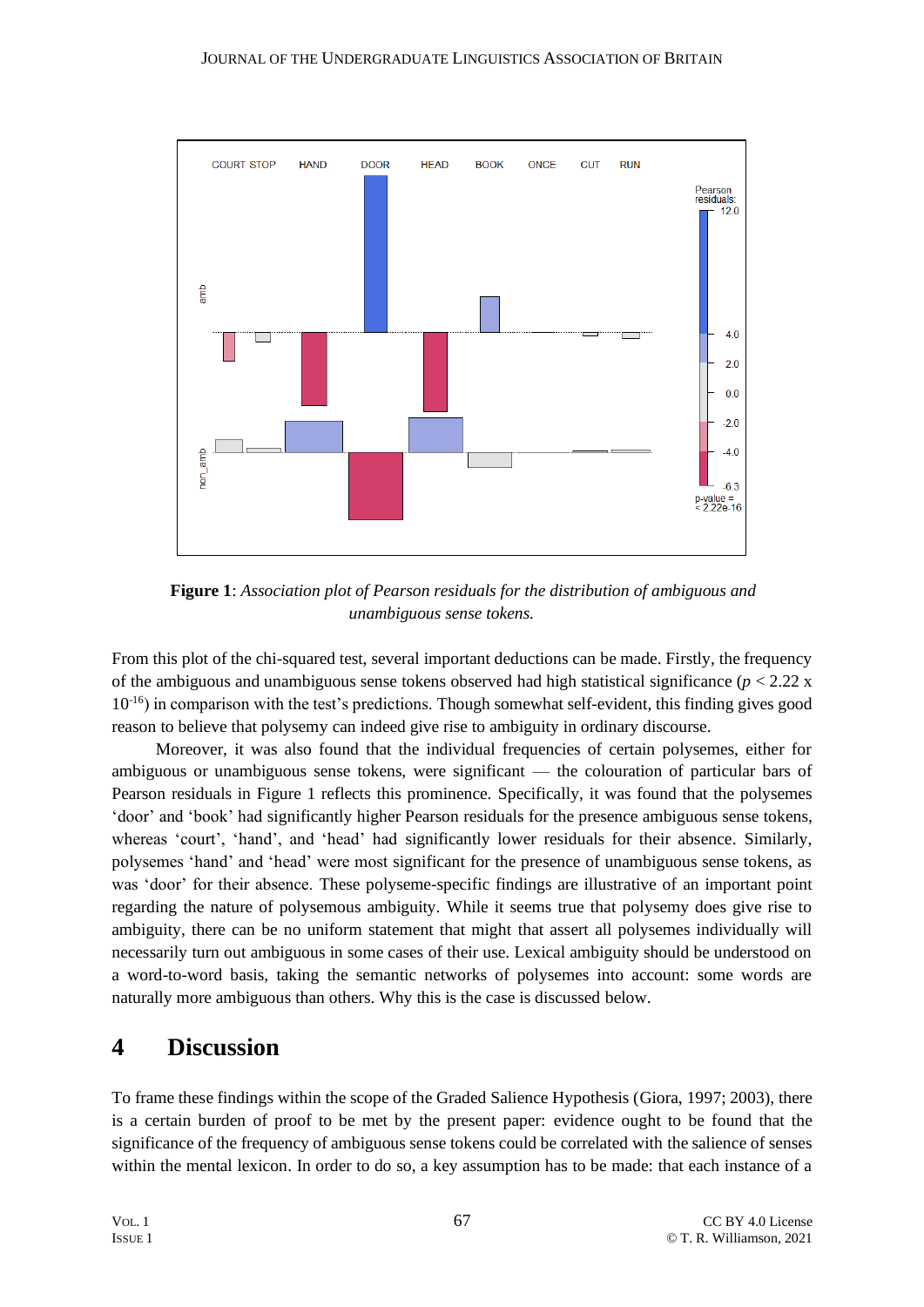**Figure 1**: *Association plot of Pearson residuals for the distribution of ambiguous and unambiguous sense tokens.*

From this plot of the chi-squared test, several important deductions can be made. Firstly, the frequency of the ambiguous and unambiguous sense tokens observed had high statistical significance ($p < 2.22 \times 10^{-16}$) in comparison with the test's predictions. Though somewhat self-evident, this finding gives good reason to believe that polysemy can indeed give rise to ambiguity in ordinary discourse.

Moreover, it was also found that the individual frequencies of certain polysemes, either for ambiguous or unambiguous sense tokens, were significant — the colouration of particular bars of Pearson residuals in Figure 1 reflects this prominence. Specifically, it was found that the polysemes 'door' and 'book' had significantly higher Pearson residuals for the presence ambiguous sense tokens, whereas 'court', 'hand', and 'head' had significantly lower residuals for their absence. Similarly, polysemes 'hand' and 'head' were most significant for the presence of unambiguous sense tokens, as was 'door' for their absence. These polyseme-specific findings are illustrative of an important point regarding the nature of polysemous ambiguity. While it seems true that polysemy does give rise to ambiguity, there can be no uniform statement that might that assert all polysemes individually will necessarily turn out ambiguous in some cases of their use. Lexical ambiguity should be understood on a word-to-word basis, taking the semantic networks of polysemes into account: some words are naturally more ambiguous than others. Why this is the case is discussed below.

# 4 Discussion

To frame these findings within the scope of the Graded Salience Hypothesis (Giora, 1997; 2003), there is a certain burden of proof to be met by the present paper: evidence ought to be found that the significance of the frequency of ambiguous sense tokens could be correlated with the salience of senses within the mental lexicon. In order to do so, a key assumption has to be made: that each instance of a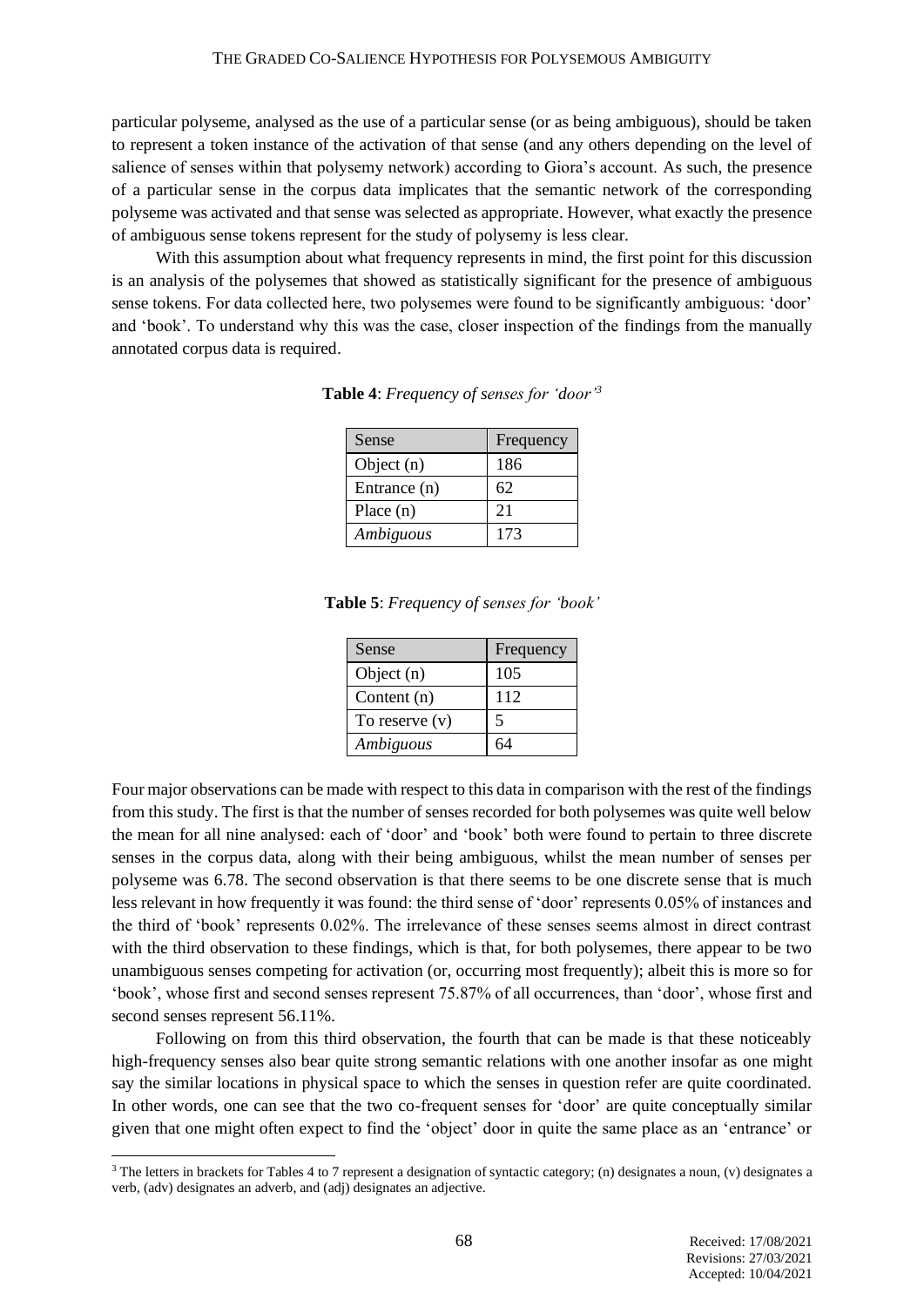particular polyseme, analysed as the use of a particular sense (or as being ambiguous), should be taken to represent a token instance of the activation of that sense (and any others depending on the level of salience of senses within that polysemy network) according to Giora's account. As such, the presence of a particular sense in the corpus data implicates that the semantic network of the corresponding polyseme was activated and that sense was selected as appropriate. However, what exactly the presence of ambiguous sense tokens represent for the study of polysemy is less clear.

With this assumption about what frequency represents in mind, the first point for this discussion is an analysis of the polysemes that showed as statistically significant for the presence of ambiguous sense tokens. For data collected here, two polysemes were found to be significantly ambiguous: 'door' and 'book'. To understand why this was the case, closer inspection of the findings from the manually annotated corpus data is required.

**Table 4**: *Frequency of senses for 'door'*[3]

| Sense | Frequency |
|---|---|
| Object (n) | 186 |
| Entrance (n) | 62 |
| Place (n) | 21 |
| *Ambiguous* | 173 |

**Table 5**: *Frequency of senses for 'book'*

| Sense | Frequency |
|---|---|
| Object (n) | 105 |
| Content (n) | 112 |
| To reserve (v) | 5 |
| *Ambiguous* | 64 |

Four major observations can be made with respect to this data in comparison with the rest of the findings from this study. The first is that the number of senses recorded for both polysemes was quite well below the mean for all nine analysed: each of 'door' and 'book' both were found to pertain to three discrete senses in the corpus data, along with their being ambiguous, whilst the mean number of senses per polyseme was 6.78. The second observation is that there seems to be one discrete sense that is much less relevant in how frequently it was found: the third sense of 'door' represents 0.05% of instances and the third of 'book' represents 0.02%. The irrelevance of these senses seems almost in direct contrast with the third observation to these findings, which is that, for both polysemes, there appear to be two unambiguous senses competing for activation (or, occurring most frequently); albeit this is more so for 'book', whose first and second senses represent 75.87% of all occurrences, than 'door', whose first and second senses represent 56.11%.

Following on from this third observation, the fourth that can be made is that these noticeably high-frequency senses also bear quite strong semantic relations with one another insofar as one might say the similar locations in physical space to which the senses in question refer are quite coordinated. In other words, one can see that the two co-frequent senses for 'door' are quite conceptually similar given that one might often expect to find the 'object' door in quite the same place as an 'entrance' or

[3] The letters in brackets for Tables 4 to 7 represent a designation of syntactic category; (n) designates a noun, (v) designates a verb, (adv) designates an adverb, and (adj) designates an adjective.

Received: 17/08/2021
Revisions: 27/03/2021
Accepted: 10/04/2021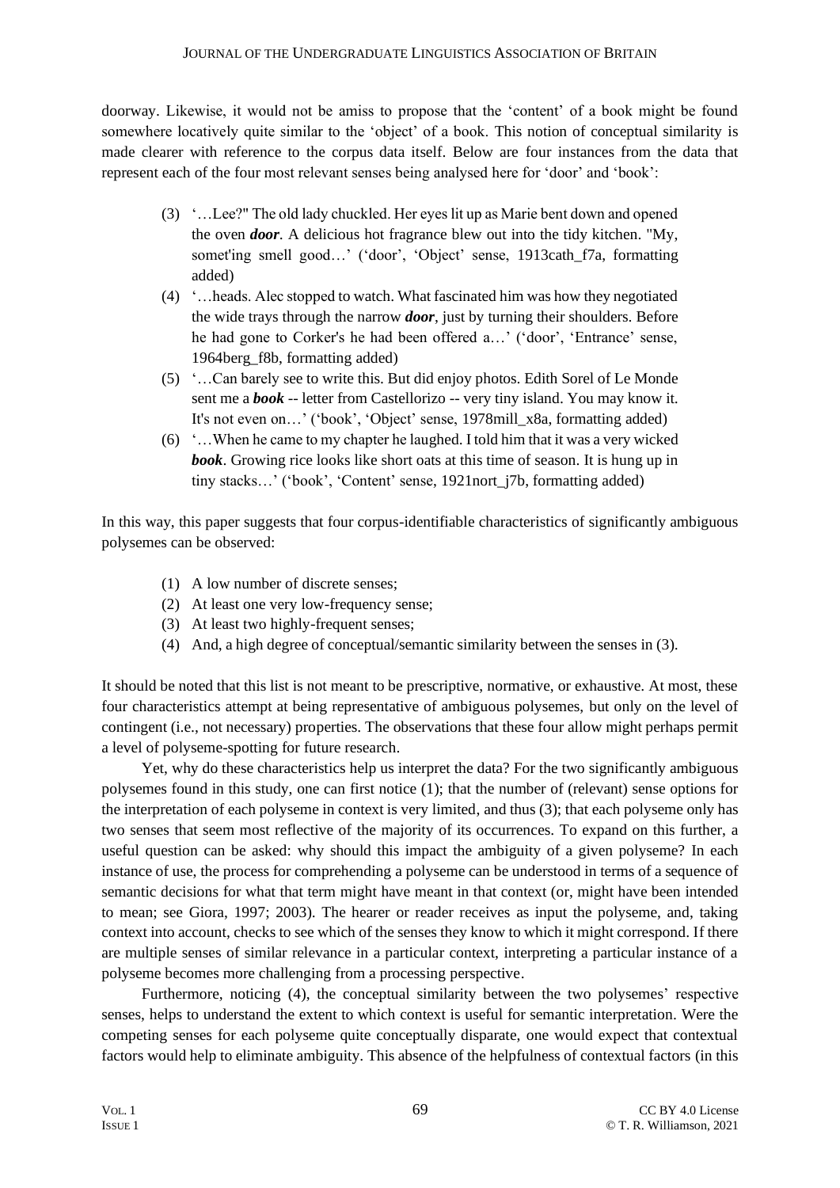doorway. Likewise, it would not be amiss to propose that the 'content' of a book might be found somewhere locatively quite similar to the 'object' of a book. This notion of conceptual similarity is made clearer with reference to the corpus data itself. Below are four instances from the data that represent each of the four most relevant senses being analysed here for 'door' and 'book':

> (3) '…Lee?" The old lady chuckled. Her eyes lit up as Marie bent down and opened the oven ***door***. A delicious hot fragrance blew out into the tidy kitchen. "My, somet'ing smell good…' ('door', 'Object' sense, 1913cath_f7a, formatting added)
>
> (4) '…heads. Alec stopped to watch. What fascinated him was how they negotiated the wide trays through the narrow ***door***, just by turning their shoulders. Before he had gone to Corker's he had been offered a…' ('door', 'Entrance' sense, 1964berg_f8b, formatting added)
>
> (5) '…Can barely see to write this. But did enjoy photos. Edith Sorel of Le Monde sent me a ***book*** -- letter from Castellorizo -- very tiny island. You may know it. It's not even on…' ('book', 'Object' sense, 1978mill_x8a, formatting added)
>
> (6) '…When he came to my chapter he laughed. I told him that it was a very wicked ***book***. Growing rice looks like short oats at this time of season. It is hung up in tiny stacks…' ('book', 'Content' sense, 1921nort_j7b, formatting added)

In this way, this paper suggests that four corpus-identifiable characteristics of significantly ambiguous polysemes can be observed:

> (1) A low number of discrete senses;
>
> (2) At least one very low-frequency sense;
>
> (3) At least two highly-frequent senses;
>
> (4) And, a high degree of conceptual/semantic similarity between the senses in (3).

It should be noted that this list is not meant to be prescriptive, normative, or exhaustive. At most, these four characteristics attempt at being representative of ambiguous polysemes, but only on the level of contingent (i.e., not necessary) properties. The observations that these four allow might perhaps permit a level of polyseme-spotting for future research.

Yet, why do these characteristics help us interpret the data? For the two significantly ambiguous polysemes found in this study, one can first notice (1); that the number of (relevant) sense options for the interpretation of each polyseme in context is very limited, and thus (3); that each polyseme only has two senses that seem most reflective of the majority of its occurrences. To expand on this further, a useful question can be asked: why should this impact the ambiguity of a given polyseme? In each instance of use, the process for comprehending a polyseme can be understood in terms of a sequence of semantic decisions for what that term might have meant in that context (or, might have been intended to mean; see Giora, 1997; 2003). The hearer or reader receives as input the polyseme, and, taking context into account, checks to see which of the senses they know to which it might correspond. If there are multiple senses of similar relevance in a particular context, interpreting a particular instance of a polyseme becomes more challenging from a processing perspective.

Furthermore, noticing (4), the conceptual similarity between the two polysemes' respective senses, helps to understand the extent to which context is useful for semantic interpretation. Were the competing senses for each polyseme quite conceptually disparate, one would expect that contextual factors would help to eliminate ambiguity. This absence of the helpfulness of contextual factors (in this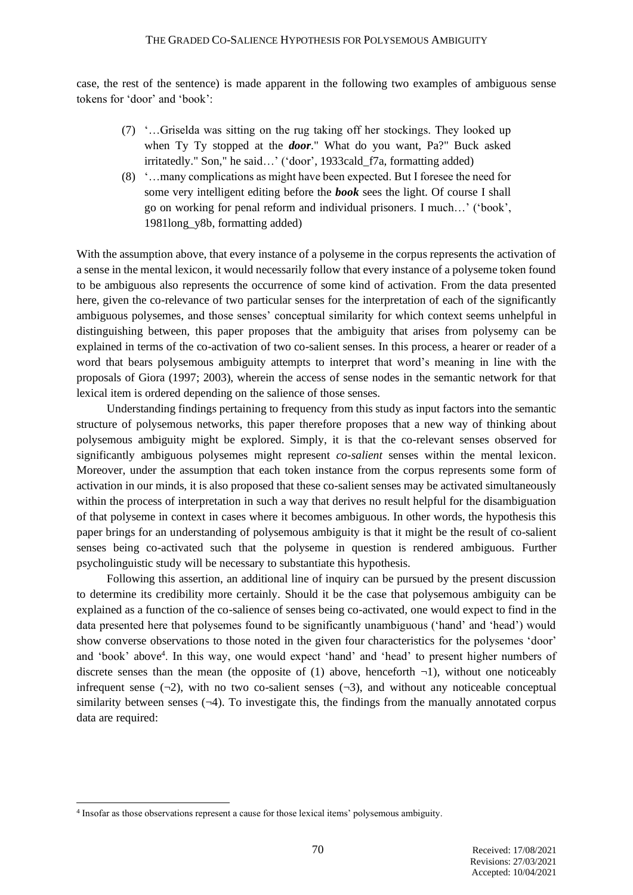case, the rest of the sentence) is made apparent in the following two examples of ambiguous sense tokens for 'door' and 'book':

> (7) '…Griselda was sitting on the rug taking off her stockings. They looked up when Ty Ty stopped at the ***door***." What do you want, Pa?" Buck asked irritatedly." Son," he said…' ('door', 1933cald_f7a, formatting added)
>
> (8) '…many complications as might have been expected. But I foresee the need for some very intelligent editing before the ***book*** sees the light. Of course I shall go on working for penal reform and individual prisoners. I much…' ('book', 1981long_y9b, formatting added)

With the assumption above, that every instance of a polyseme in the corpus represents the activation of a sense in the mental lexicon, it would necessarily follow that every instance of a polyseme token found to be ambiguous also represents the occurrence of some kind of activation. From the data presented here, given the co-relevance of two particular senses for the interpretation of each of the significantly ambiguous polysemes, and those senses' conceptual similarity for which context seems unhelpful in distinguishing between, this paper proposes that the ambiguity that arises from polysemy can be explained in terms of the co-activation of two co-salient senses. In this process, a hearer or reader of a word that bears polysemous ambiguity attempts to interpret that word's meaning in line with the proposals of Giora (1997; 2003), wherein the access of sense nodes in the semantic network for that lexical item is ordered depending on the salience of those senses.

Understanding findings pertaining to frequency from this study as input factors into the semantic structure of polysemous networks, this paper therefore proposes that a new way of thinking about polysemous ambiguity might be explored. Simply, it is that the co-relevant senses observed for significantly ambiguous polysemes might represent *co-salient* senses within the mental lexicon. Moreover, under the assumption that each token instance from the corpus represents some form of activation in our minds, it is also proposed that these co-salient senses may be activated simultaneously within the process of interpretation in such a way that derives no result helpful for the disambiguation of that polyseme in context in cases where it becomes ambiguous. In other words, the hypothesis this paper brings for an understanding of polysemous ambiguity is that it might be the result of co-salient senses being co-activated such that the polyseme in question is rendered ambiguous. Further psycholinguistic study will be necessary to substantiate this hypothesis.

Following this assertion, an additional line of inquiry can be pursued by the present discussion to determine its credibility more certainly. Should it be the case that polysemous ambiguity can be explained as a function of the co-salience of senses being co-activated, one would expect to find in the data presented here that polysemes found to be significantly unambiguous ('hand' and 'head') would show converse observations to those noted in the given four characteristics for the polysemes 'door' and 'book' above[4]. In this way, one would expect 'hand' and 'head' to present higher numbers of discrete senses than the mean (the opposite of (1) above, henceforth ¬1), without one noticeably infrequent sense (¬2), with no two co-salient senses (¬3), and without any noticeable conceptual similarity between senses (¬4). To investigate this, the findings from the manually annotated corpus data are required:

[4] Insofar as those observations represent a cause for those lexical items' polysemous ambiguity.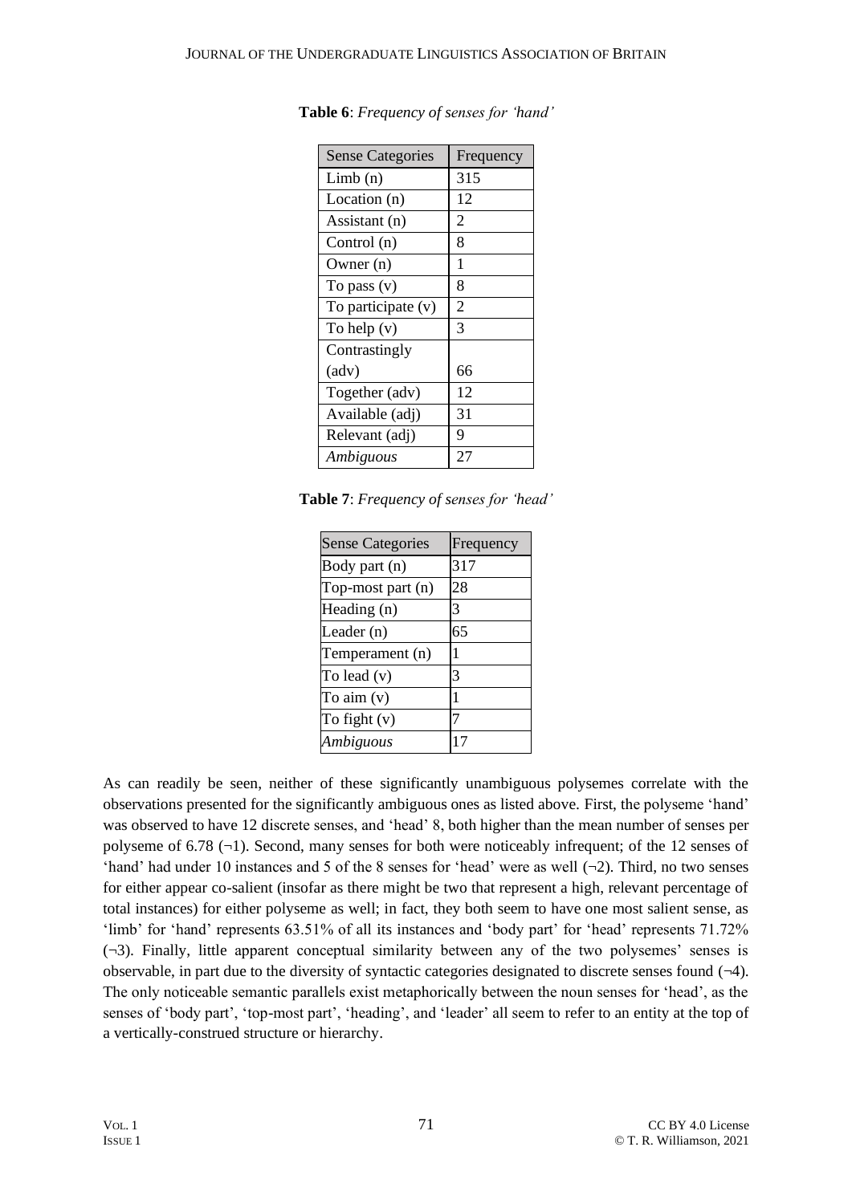**Table 6**: *Frequency of senses for 'hand'*

| Sense Categories | Frequency |
|---|---|
| Limb (n) | 315 |
| Location (n) | 12 |
| Assistant (n) | 2 |
| Control (n) | 8 |
| Owner (n) | 1 |
| To pass (v) | 8 |
| To participate (v) | 2 |
| To help (v) | 3 |
| Contrastingly (adv) | 66 |
| Together (adv) | 12 |
| Available (adj) | 31 |
| Relevant (adj) | 9 |
| *Ambiguous* | 27 |

**Table 7**: *Frequency of senses for 'head'*

| Sense Categories | Frequency |
|---|---|
| Body part (n) | 317 |
| Top-most part (n) | 28 |
| Heading (n) | 3 |
| Leader (n) | 65 |
| Temperament (n) | 1 |
| To lead (v) | 3 |
| To aim (v) | 1 |
| To fight (v) | 7 |
| *Ambiguous* | 17 |

As can readily be seen, neither of these significantly unambiguous polysemes correlate with the observations presented for the significantly ambiguous ones as listed above. First, the polyseme 'hand' was observed to have 12 discrete senses, and 'head' 8, both higher than the mean number of senses per polyseme of 6.78 (¬1). Second, many senses for both were noticeably infrequent; of the 12 senses of 'hand' had under 10 instances and 5 of the 8 senses for 'head' were as well (¬2). Third, no two senses for either appear co-salient (insofar as there might be two that represent a high, relevant percentage of total instances) for either polyseme as well; in fact, they both seem to have one most salient sense, as 'limb' for 'hand' represents 63.51% of all its instances and 'body part' for 'head' represents 71.72% (¬3). Finally, little apparent conceptual similarity between any of the two polysemes' senses is observable, in part due to the diversity of syntactic categories designated to discrete senses found (¬4). The only noticeable semantic parallels exist metaphorically between the noun senses for 'head', as the senses of 'body part', 'top-most part', 'heading', and 'leader' all seem to refer to an entity at the top of a vertically-construed structure or hierarchy.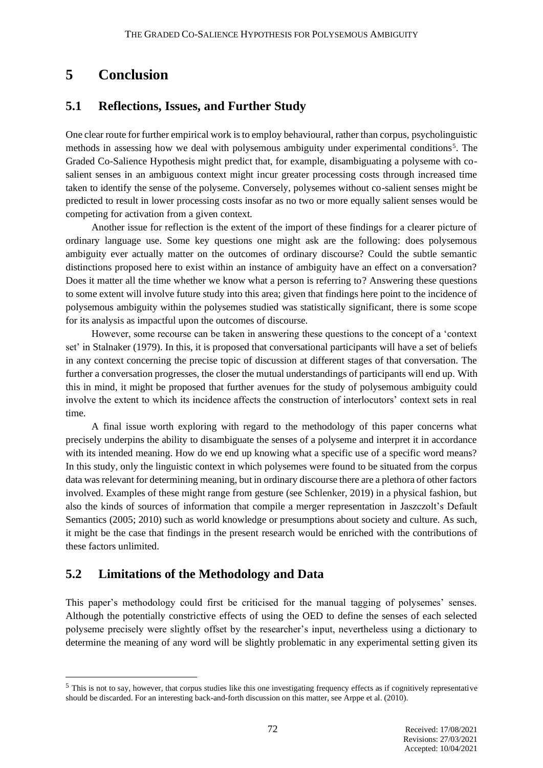# 5 Conclusion

## 5.1 Reflections, Issues, and Further Study

One clear route for further empirical work is to employ behavioural, rather than corpus, psycholinguistic methods in assessing how we deal with polysemous ambiguity under experimental conditions[5]. The Graded Co-Salience Hypothesis might predict that, for example, disambiguating a polyseme with co-salient senses in an ambiguous context might incur greater processing costs through increased time taken to identify the sense of the polyseme. Conversely, polysemes without co-salient senses might be predicted to result in lower processing costs insofar as no two or more equally salient senses would be competing for activation from a given context.

Another issue for reflection is the extent of the import of these findings for a clearer picture of ordinary language use. Some key questions one might ask are the following: does polysemous ambiguity ever actually matter on the outcomes of ordinary discourse? Could the subtle semantic distinctions proposed here to exist within an instance of ambiguity have an effect on a conversation? Does it matter all the time whether we know what a person is referring to? Answering these questions to some extent will involve future study into this area; given that findings here point to the incidence of polysemous ambiguity within the polysemes studied was statistically significant, there is some scope for its analysis as impactful upon the outcomes of discourse.

However, some recourse can be taken in answering these questions to the concept of a 'context set' in Stalnaker (1979). In this, it is proposed that conversational participants will have a set of beliefs in any context concerning the precise topic of discussion at different stages of that conversation. The further a conversation progresses, the closer the mutual understandings of participants will end up. With this in mind, it might be proposed that further avenues for the study of polysemous ambiguity could involve the extent to which its incidence affects the construction of interlocutors' context sets in real time.

A final issue worth exploring with regard to the methodology of this paper concerns what precisely underpins the ability to disambiguate the senses of a polyseme and interpret it in accordance with its intended meaning. How do we end up knowing what a specific use of a specific word means? In this study, only the linguistic context in which polysemes were found to be situated from the corpus data was relevant for determining meaning, but in ordinary discourse there are a plethora of other factors involved. Examples of these might range from gesture (see Schlenker, 2019) in a physical fashion, but also the kinds of sources of information that compile a merger representation in Jaszczolt's Default Semantics (2005; 2010) such as world knowledge or presumptions about society and culture. As such, it might be the case that findings in the present research would be enriched with the contributions of these factors unlimited.

## 5.2 Limitations of the Methodology and Data

This paper's methodology could first be criticised for the manual tagging of polysemes' senses. Although the potentially constrictive effects of using the OED to define the senses of each selected polyseme precisely were slightly offset by the researcher's input, nevertheless using a dictionary to determine the meaning of any word will be slightly problematic in any experimental setting given its

---

[5] This is not to say, however, that corpus studies like this one investigating frequency effects as if cognitively representative should be discarded. For an interesting back-and-forth discussion on this matter, see Arppe et al. (2010).

Received: 17/08/2021
Revisions: 27/03/2021
Accepted: 10/04/2021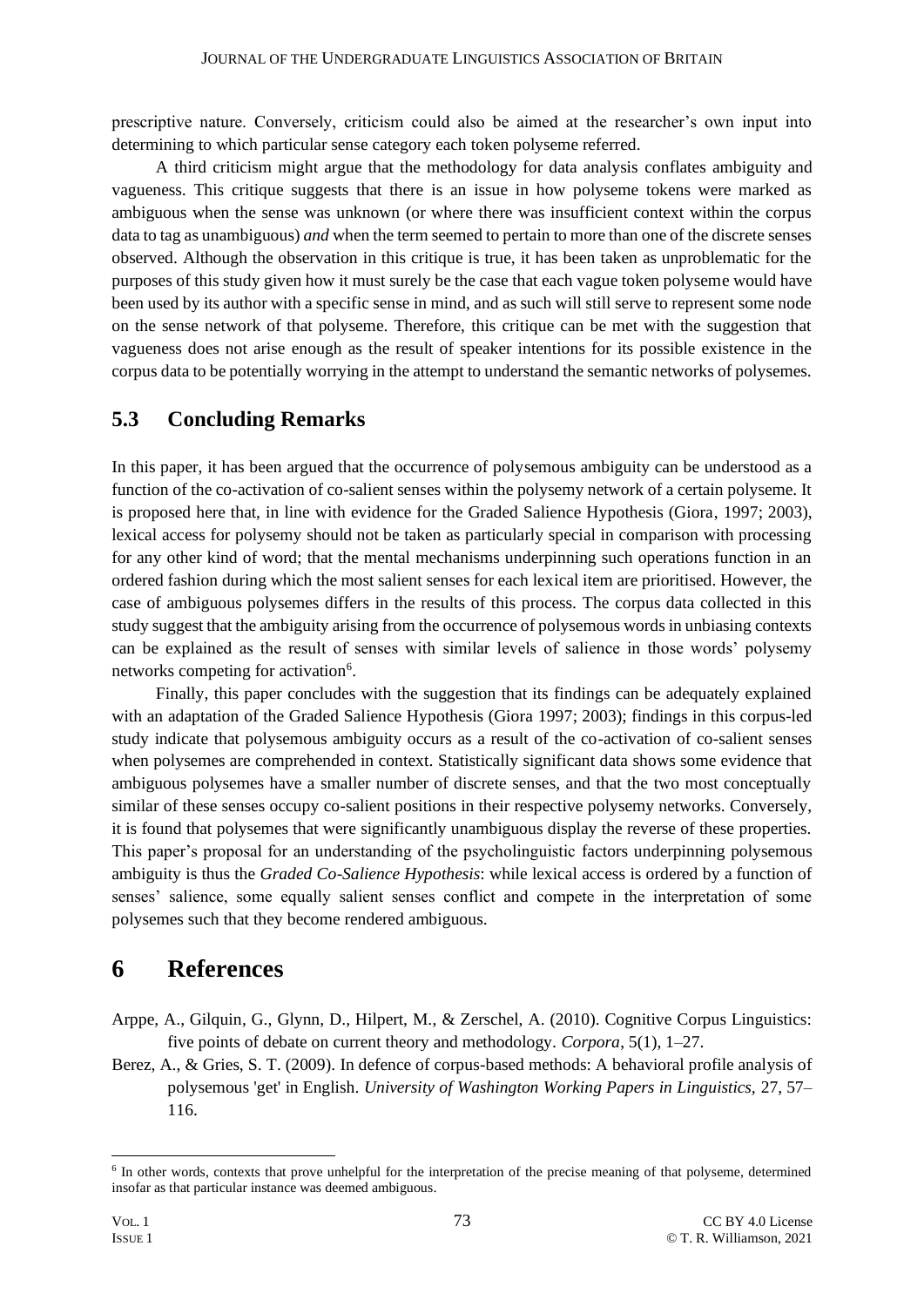prescriptive nature. Conversely, criticism could also be aimed at the researcher's own input into determining to which particular sense category each token polyseme referred.

A third criticism might argue that the methodology for data analysis conflates ambiguity and vagueness. This critique suggests that there is an issue in how polyseme tokens were marked as ambiguous when the sense was unknown (or where there was insufficient context within the corpus data to tag as unambiguous) *and* when the term seemed to pertain to more than one of the discrete senses observed. Although the observation in this critique is true, it has been taken as unproblematic for the purposes of this study given how it must surely be the case that each vague token polyseme would have been used by its author with a specific sense in mind, and as such will still serve to represent some node on the sense network of that polyseme. Therefore, this critique can be met with the suggestion that vagueness does not arise enough as the result of speaker intentions for its possible existence in the corpus data to be potentially worrying in the attempt to understand the semantic networks of polysemes.

## 5.3 Concluding Remarks

In this paper, it has been argued that the occurrence of polysemous ambiguity can be understood as a function of the co-activation of co-salient senses within the polysemy network of a certain polyseme. It is proposed here that, in line with evidence for the Graded Salience Hypothesis (Giora, 1997; 2003), lexical access for polysemy should not be taken as particularly special in comparison with processing for any other kind of word; that the mental mechanisms underpinning such operations function in an ordered fashion during which the most salient senses for each lexical item are prioritised. However, the case of ambiguous polysemes differs in the results of this process. The corpus data collected in this study suggest that the ambiguity arising from the occurrence of polysemous words in unbiasing contexts can be explained as the result of senses with similar levels of salience in those words' polysemy networks competing for activation[6].

Finally, this paper concludes with the suggestion that its findings can be adequately explained with an adaptation of the Graded Salience Hypothesis (Giora 1997; 2003); findings in this corpus-led study indicate that polysemous ambiguity occurs as a result of the co-activation of co-salient senses when polysemes are comprehended in context. Statistically significant data shows some evidence that ambiguous polysemes have a smaller number of discrete senses, and that the two most conceptually similar of these senses occupy co-salient positions in their respective polysemy networks. Conversely, it is found that polysemes that were significantly unambiguous display the reverse of these properties. This paper's proposal for an understanding of the psycholinguistic factors underpinning polysemous ambiguity is thus the *Graded Co-Salience Hypothesis*: while lexical access is ordered by a function of senses' salience, some equally salient senses conflict and compete in the interpretation of some polysemes such that they become rendered ambiguous.

# 6 References

Arppe, A., Gilquin, G., Glynn, D., Hilpert, M., & Zerschel, A. (2010). Cognitive Corpus Linguistics: five points of debate on current theory and methodology. *Corpora*, 5(1), 1–27.

Berez, A., & Gries, S. T. (2009). In defence of corpus-based methods: A behavioral profile analysis of polysemous 'get' in English. *University of Washington Working Papers in Linguistics*, 27, 57–116.

[6] In other words, contexts that prove unhelpful for the interpretation of the precise meaning of that polyseme, determined insofar as that particular instance was deemed ambiguous.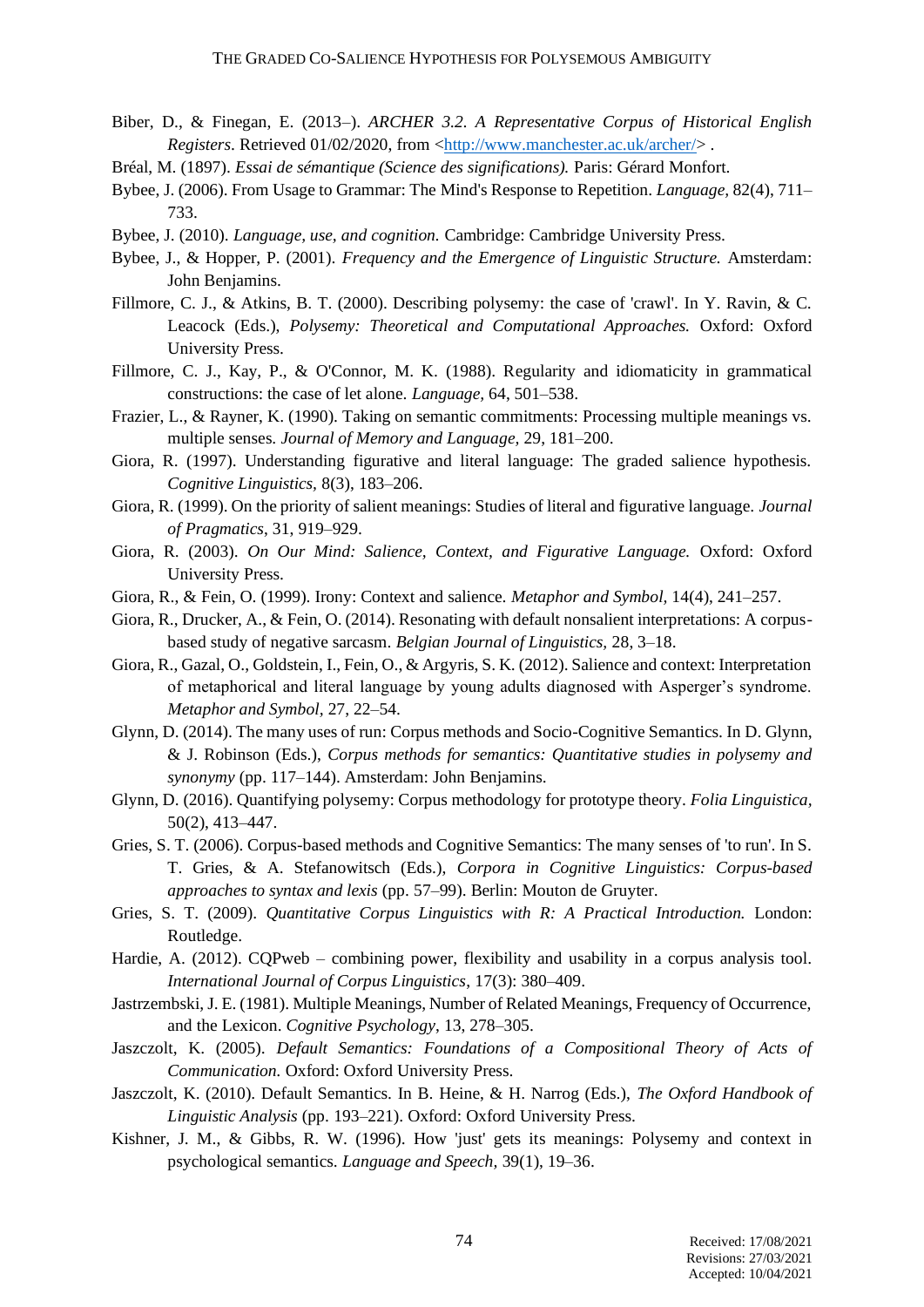Biber, D., & Finegan, E. (2013–). *ARCHER 3.2. A Representative Corpus of Historical English Registers*. Retrieved 01/02/2020, from <http://www.manchester.ac.uk/archer/> .

Bréal, M. (1897). *Essai de sémantique (Science des significations).* Paris: Gérard Monfort.

Bybee, J. (2006). From Usage to Grammar: The Mind's Response to Repetition. *Language*, 82(4), 711–733.

Bybee, J. (2010). *Language, use, and cognition.* Cambridge: Cambridge University Press.

Bybee, J., & Hopper, P. (2001). *Frequency and the Emergence of Linguistic Structure.* Amsterdam: John Benjamins.

Fillmore, C. J., & Atkins, B. T. (2000). Describing polysemy: the case of 'crawl'. In Y. Ravin, & C. Leacock (Eds.), *Polysemy: Theoretical and Computational Approaches.* Oxford: Oxford University Press.

Fillmore, C. J., Kay, P., & O'Connor, M. K. (1988). Regularity and idiomaticity in grammatical constructions: the case of let alone. *Language*, 64, 501–538.

Frazier, L., & Rayner, K. (1990). Taking on semantic commitments: Processing multiple meanings vs. multiple senses. *Journal of Memory and Language,* 29, 181–200.

Giora, R. (1997). Understanding figurative and literal language: The graded salience hypothesis. *Cognitive Linguistics*, 8(3), 183–206.

Giora, R. (1999). On the priority of salient meanings: Studies of literal and figurative language. *Journal of Pragmatics*, 31, 919–929.

Giora, R. (2003). *On Our Mind: Salience, Context, and Figurative Language.* Oxford: Oxford University Press.

Giora, R., & Fein, O. (1999). Irony: Context and salience. *Metaphor and Symbol,* 14(4), 241–257.

Giora, R., Drucker, A., & Fein, O. (2014). Resonating with default nonsalient interpretations: A corpus-based study of negative sarcasm. *Belgian Journal of Linguistics,* 28, 3–18.

Giora, R., Gazal, O., Goldstein, I., Fein, O., & Argyris, S. K. (2012). Salience and context: Interpretation of metaphorical and literal language by young adults diagnosed with Asperger's syndrome. *Metaphor and Symbol*, 27, 22–54.

Glynn, D. (2014). The many uses of run: Corpus methods and Socio-Cognitive Semantics. In D. Glynn, & J. Robinson (Eds.), *Corpus methods for semantics: Quantitative studies in polysemy and synonymy* (pp. 117–144). Amsterdam: John Benjamins.

Glynn, D. (2016). Quantifying polysemy: Corpus methodology for prototype theory. *Folia Linguistica,* 50(2), 413–447.

Gries, S. T. (2006). Corpus-based methods and Cognitive Semantics: The many senses of 'to run'. In S. T. Gries, & A. Stefanowitsch (Eds.), *Corpora in Cognitive Linguistics: Corpus-based approaches to syntax and lexis* (pp. 57–99). Berlin: Mouton de Gruyter.

Gries, S. T. (2009). *Quantitative Corpus Linguistics with R: A Practical Introduction.* London: Routledge.

Hardie, A. (2012). CQPweb – combining power, flexibility and usability in a corpus analysis tool. *International Journal of Corpus Linguistics*, 17(3): 380–409.

Jastrzembski, J. E. (1981). Multiple Meanings, Number of Related Meanings, Frequency of Occurrence, and the Lexicon. *Cognitive Psychology*, 13, 278–305.

Jaszczolt, K. (2005). *Default Semantics: Foundations of a Compositional Theory of Acts of Communication.* Oxford: Oxford University Press.

Jaszczolt, K. (2010). Default Semantics. In B. Heine, & H. Narrog (Eds.), *The Oxford Handbook of Linguistic Analysis* (pp. 193–221). Oxford: Oxford University Press.

Kishner, J. M., & Gibbs, R. W. (1996). How 'just' gets its meanings: Polysemy and context in psychological semantics. *Language and Speech,* 39(1), 19–36.

Received: 17/08/2021
Revisions: 27/03/2021
Accepted: 10/04/2021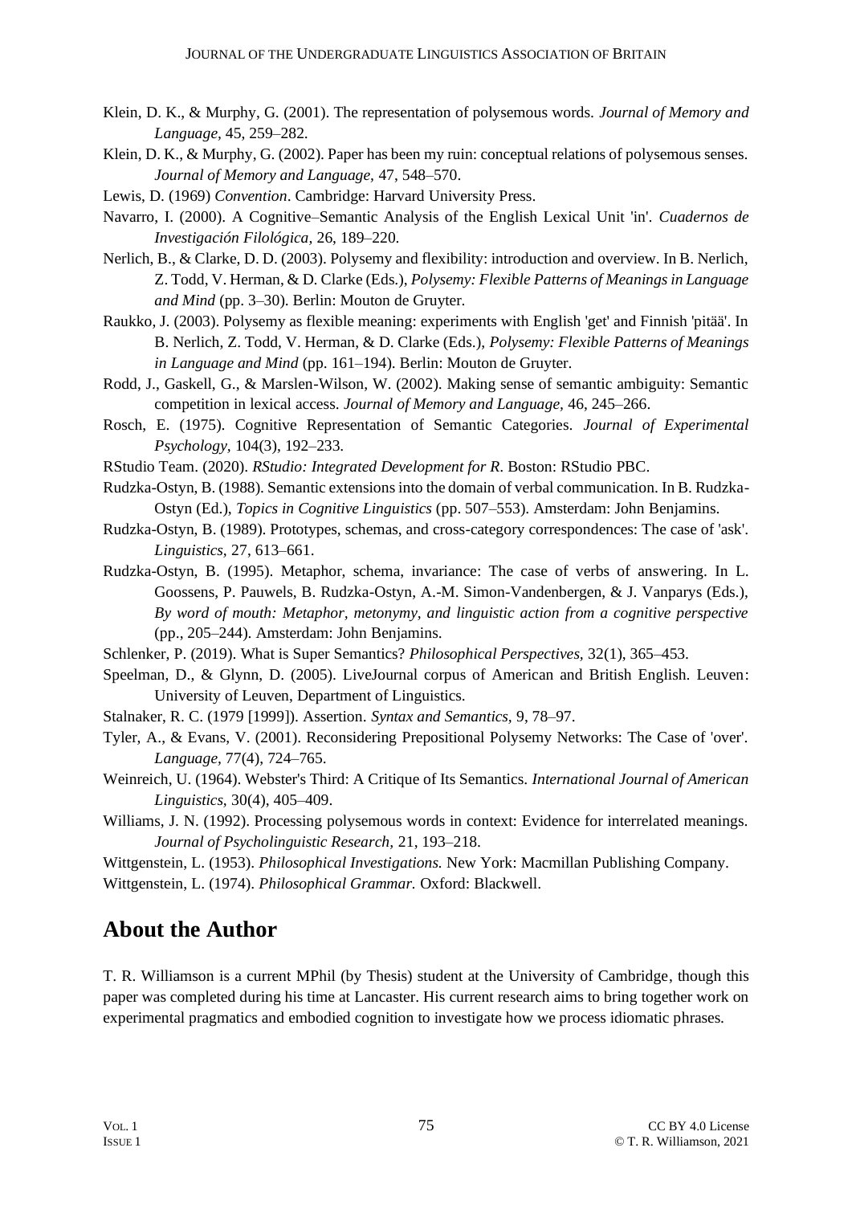Klein, D. K., & Murphy, G. (2001). The representation of polysemous words. *Journal of Memory and Language,* 45, 259–282.

Klein, D. K., & Murphy, G. (2002). Paper has been my ruin: conceptual relations of polysemous senses. *Journal of Memory and Language,* 47, 548–570.

Lewis, D. (1969) *Convention*. Cambridge: Harvard University Press.

Navarro, I. (2000). A Cognitive–Semantic Analysis of the English Lexical Unit 'in'. *Cuadernos de Investigación Filológica,* 26, 189–220.

Nerlich, B., & Clarke, D. D. (2003). Polysemy and flexibility: introduction and overview. In B. Nerlich, Z. Todd, V. Herman, & D. Clarke (Eds.), *Polysemy: Flexible Patterns of Meanings in Language and Mind* (pp. 3–30). Berlin: Mouton de Gruyter.

Raukko, J. (2003). Polysemy as flexible meaning: experiments with English 'get' and Finnish 'pitää'. In B. Nerlich, Z. Todd, V. Herman, & D. Clarke (Eds.), *Polysemy: Flexible Patterns of Meanings in Language and Mind* (pp. 161–194). Berlin: Mouton de Gruyter.

Rodd, J., Gaskell, G., & Marslen-Wilson, W. (2002). Making sense of semantic ambiguity: Semantic competition in lexical access. *Journal of Memory and Language,* 46, 245–266.

Rosch, E. (1975). Cognitive Representation of Semantic Categories. *Journal of Experimental Psychology,* 104(3), 192–233.

RStudio Team. (2020). *RStudio: Integrated Development for R*. Boston: RStudio PBC.

Rudzka-Ostyn, B. (1988). Semantic extensions into the domain of verbal communication. In B. Rudzka-Ostyn (Ed.), *Topics in Cognitive Linguistics* (pp. 507–553). Amsterdam: John Benjamins.

Rudzka-Ostyn, B. (1989). Prototypes, schemas, and cross-category correspondences: The case of 'ask'. *Linguistics,* 27, 613–661.

Rudzka-Ostyn, B. (1995). Metaphor, schema, invariance: The case of verbs of answering. In L. Goossens, P. Pauwels, B. Rudzka-Ostyn, A.-M. Simon-Vandenbergen, & J. Vanparys (Eds.), *By word of mouth: Metaphor, metonymy, and linguistic action from a cognitive perspective* (pp., 205–244). Amsterdam: John Benjamins.

Schlenker, P. (2019). What is Super Semantics? *Philosophical Perspectives,* 32(1), 365–453.

Speelman, D., & Glynn, D. (2005). LiveJournal corpus of American and British English. Leuven: University of Leuven, Department of Linguistics.

Stalnaker, R. C. (1979 [1999]). Assertion. *Syntax and Semantics,* 9, 78–97.

Tyler, A., & Evans, V. (2001). Reconsidering Prepositional Polysemy Networks: The Case of 'over'. *Language,* 77(4), 724–765.

Weinreich, U. (1964). Webster's Third: A Critique of Its Semantics. *International Journal of American Linguistics,* 30(4), 405–409.

Williams, J. N. (1992). Processing polysemous words in context: Evidence for interrelated meanings. *Journal of Psycholinguistic Research,* 21, 193–218.

Wittgenstein, L. (1953). *Philosophical Investigations.* New York: Macmillan Publishing Company.

Wittgenstein, L. (1974). *Philosophical Grammar.* Oxford: Blackwell.

## About the Author

T. R. Williamson is a current MPhil (by Thesis) student at the University of Cambridge, though this paper was completed during his time at Lancaster. His current research aims to bring together work on experimental pragmatics and embodied cognition to investigate how we process idiomatic phrases.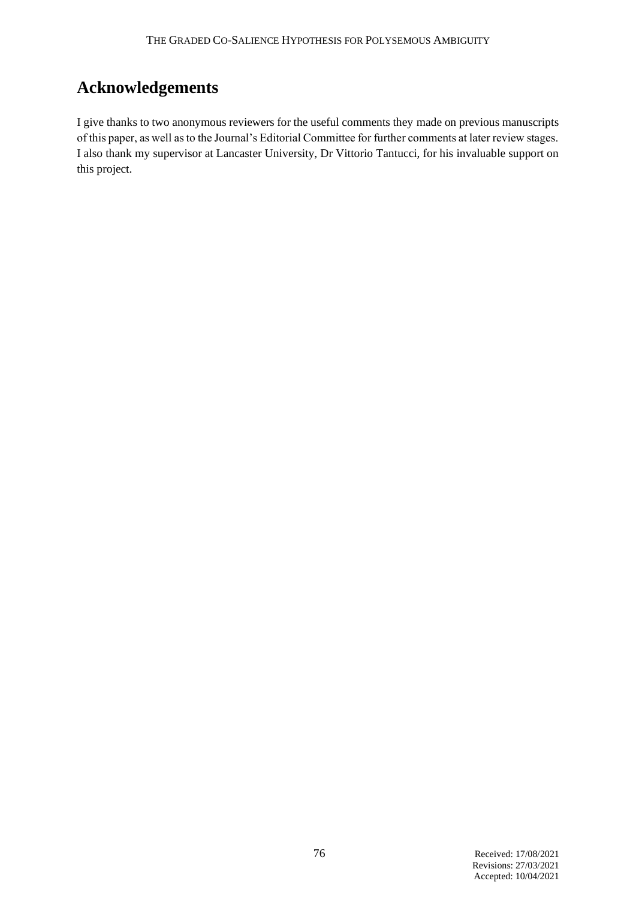# Acknowledgements

I give thanks to two anonymous reviewers for the useful comments they made on previous manuscripts of this paper, as well as to the Journal's Editorial Committee for further comments at later review stages. I also thank my supervisor at Lancaster University, Dr Vittorio Tantucci, for his invaluable support on this project.

Received: 17/08/2021
Revisions: 27/03/2021
Accepted: 10/04/2021